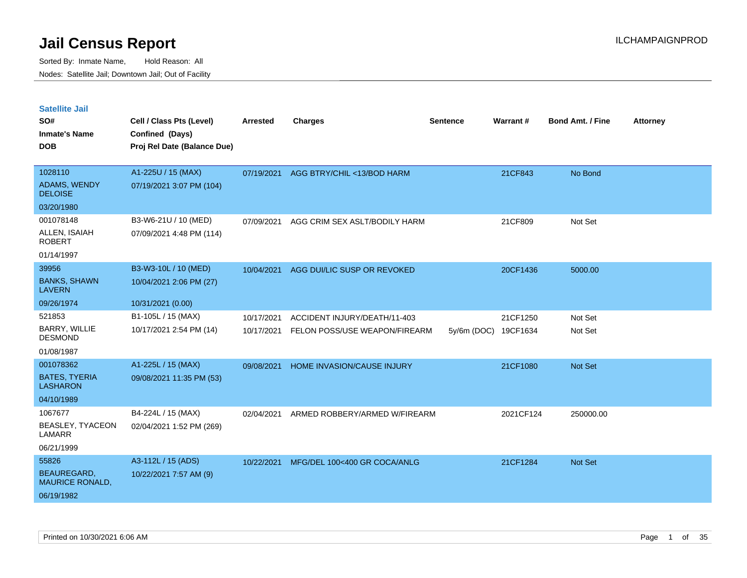# Jail Census Report

ILCHAMPAIGNPROD

Sorted By: Inmate Name, Hold Reason: All

Nodes: Satellite Jail; Downtown Jail; Out of Facility

## Satellite Jail

| SO# / Inmate's Name / DOB | Cell / Class Pts (Level) / Confined (Days) / Proj Rel Date (Balance Due) | Arrested | Charges | Sentence | Warrant # | Bond Amt. / Fine | Attorney |
|---|---|---|---|---|---|---|---|
| 1028110<br>ADAMS, WENDY DELOISE<br>03/20/1980 | A1-225U / 15 (MAX)<br>07/19/2021 3:07 PM (104) | 07/19/2021 | AGG BTRY/CHIL <13/BOD HARM | | 21CF843 | No Bond | |
| 001078148<br>ALLEN, ISAIAH ROBERT<br>01/14/1997 | B3-W6-21U / 10 (MED)<br>07/09/2021 4:48 PM (114) | 07/09/2021 | AGG CRIM SEX ASLT/BODILY HARM | | 21CF809 | Not Set | |
| 39956<br>BANKS, SHAWN LAVERN<br>09/26/1974 | B3-W3-10L / 10 (MED)<br>10/04/2021 2:06 PM (27)<br>10/31/2021 (0.00) | 10/04/2021 | AGG DUI/LIC SUSP OR REVOKED | | 20CF1436 | 5000.00 | |
| 521853<br>BARRY, WILLIE DESMOND<br>01/08/1987 | B1-105L / 15 (MAX)<br>10/17/2021 2:54 PM (14) | 10/17/2021 | ACCIDENT INJURY/DEATH/11-403 | | 21CF1250 | Not Set | |
| | | 10/17/2021 | FELON POSS/USE WEAPON/FIREARM | 5y/6m (DOC) | 19CF1634 | Not Set | |
| 001078362<br>BATES, TYERIA LASHARON<br>04/10/1989 | A1-225L / 15 (MAX)<br>09/08/2021 11:35 PM (53) | 09/08/2021 | HOME INVASION/CAUSE INJURY | | 21CF1080 | Not Set | |
| 1067677<br>BEASLEY, TYACEON LAMARR<br>06/21/1999 | B4-224L / 15 (MAX)<br>02/04/2021 1:52 PM (269) | 02/04/2021 | ARMED ROBBERY/ARMED W/FIREARM | | 2021CF124 | 250000.00 | |
| 55826<br>BEAUREGARD, MAURICE RONALD,<br>06/19/1982 | A3-112L / 15 (ADS)<br>10/22/2021 7:57 AM (9) | 10/22/2021 | MFG/DEL 100<400 GR COCA/ANLG | | 21CF1284 | Not Set | |

Printed on 10/30/2021 6:06 AM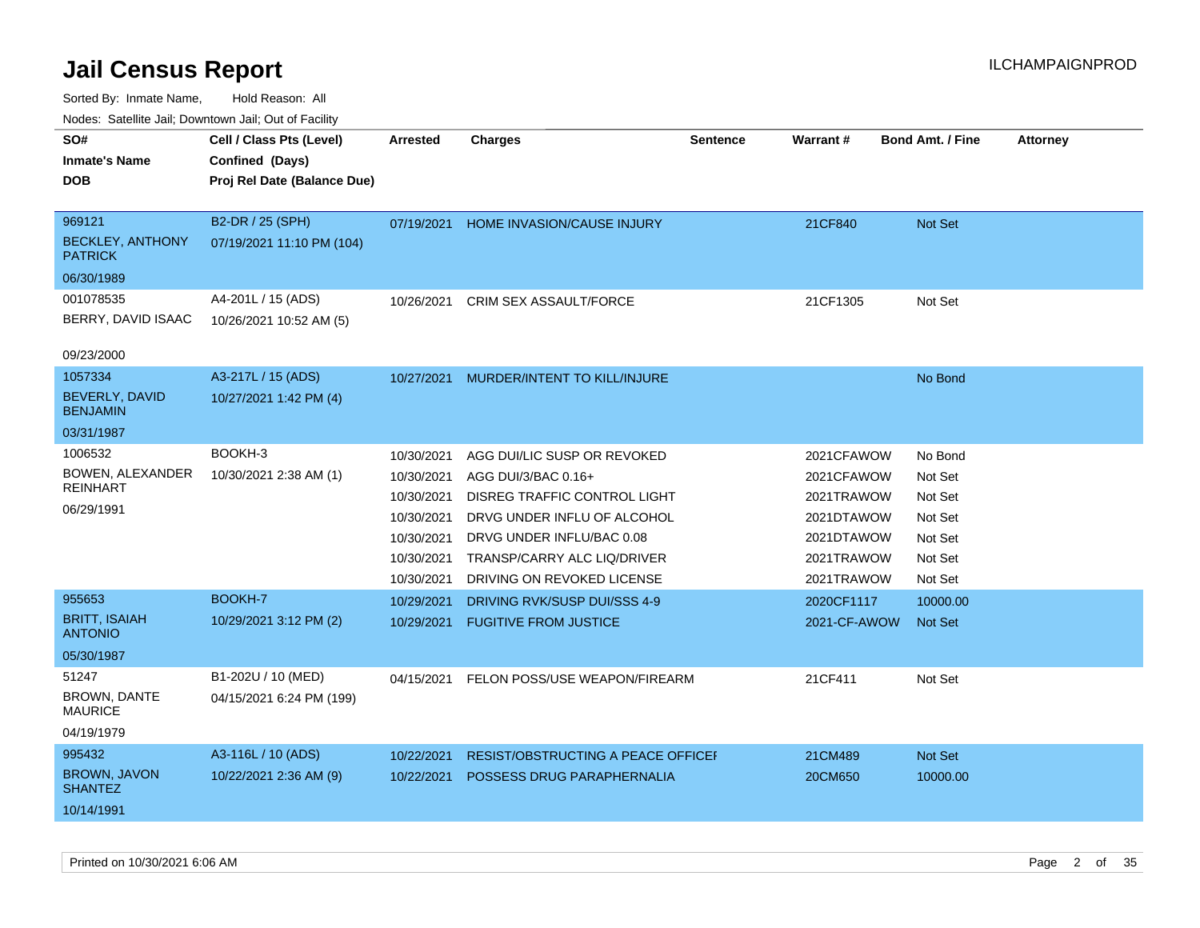# Jail Census Report

ILCHAMPAIGNPROD

Sorted By: Inmate Name, Hold Reason: All

Nodes: Satellite Jail; Downtown Jail; Out of Facility

| SO# / Inmate's Name / DOB | Cell / Class Pts (Level) / Confined (Days) / Proj Rel Date (Balance Due) | Arrested | Charges | Sentence | Warrant # | Bond Amt. / Fine | Attorney |
|---|---|---|---|---|---|---|---|
| 969121 BECKLEY, ANTHONY PATRICK 06/30/1989 | B2-DR / 25 (SPH) 07/19/2021 11:10 PM (104) | 07/19/2021 | HOME INVASION/CAUSE INJURY | | 21CF840 | Not Set | |
| 001078535 BERRY, DAVID ISAAC 09/23/2000 | A4-201L / 15 (ADS) 10/26/2021 10:52 AM (5) | 10/26/2021 | CRIM SEX ASSAULT/FORCE | | 21CF1305 | Not Set | |
| 1057334 BEVERLY, DAVID BENJAMIN 03/31/1987 | A3-217L / 15 (ADS) 10/27/2021 1:42 PM (4) | 10/27/2021 | MURDER/INTENT TO KILL/INJURE | | | No Bond | |
| 1006532 BOWEN, ALEXANDER REINHART 06/29/1991 | BOOKH-3 10/30/2021 2:38 AM (1) | 10/30/2021 | AGG DUI/LIC SUSP OR REVOKED | | 2021CFAWOW | No Bond | |
| | | 10/30/2021 | AGG DUI/3/BAC 0.16+ | | 2021CFAWOW | Not Set | |
| | | 10/30/2021 | DISREG TRAFFIC CONTROL LIGHT | | 2021TRAWOW | Not Set | |
| | | 10/30/2021 | DRVG UNDER INFLU OF ALCOHOL | | 2021DTAWOW | Not Set | |
| | | 10/30/2021 | DRVG UNDER INFLU/BAC 0.08 | | 2021DTAWOW | Not Set | |
| | | 10/30/2021 | TRANSP/CARRY ALC LIQ/DRIVER | | 2021TRAWOW | Not Set | |
| | | 10/30/2021 | DRIVING ON REVOKED LICENSE | | 2021TRAWOW | Not Set | |
| 955653 BRITT, ISAIAH ANTONIO 05/30/1987 | BOOKH-7 10/29/2021 3:12 PM (2) | 10/29/2021 | DRIVING RVK/SUSP DUI/SSS 4-9 | | 2020CF1117 | 10000.00 | |
| | | 10/29/2021 | FUGITIVE FROM JUSTICE | | 2021-CF-AWOW | Not Set | |
| 51247 BROWN, DANTE MAURICE 04/19/1979 | B1-202U / 10 (MED) 04/15/2021 6:24 PM (199) | 04/15/2021 | FELON POSS/USE WEAPON/FIREARM | | 21CF411 | Not Set | |
| 995432 BROWN, JAVON SHANTEZ 10/14/1991 | A3-116L / 10 (ADS) 10/22/2021 2:36 AM (9) | 10/22/2021 | RESIST/OBSTRUCTING A PEACE OFFICEI | | 21CM489 | Not Set | |
| | | 10/22/2021 | POSSESS DRUG PARAPHERNALIA | | 20CM650 | 10000.00 | |

Printed on 10/30/2021 6:06 AM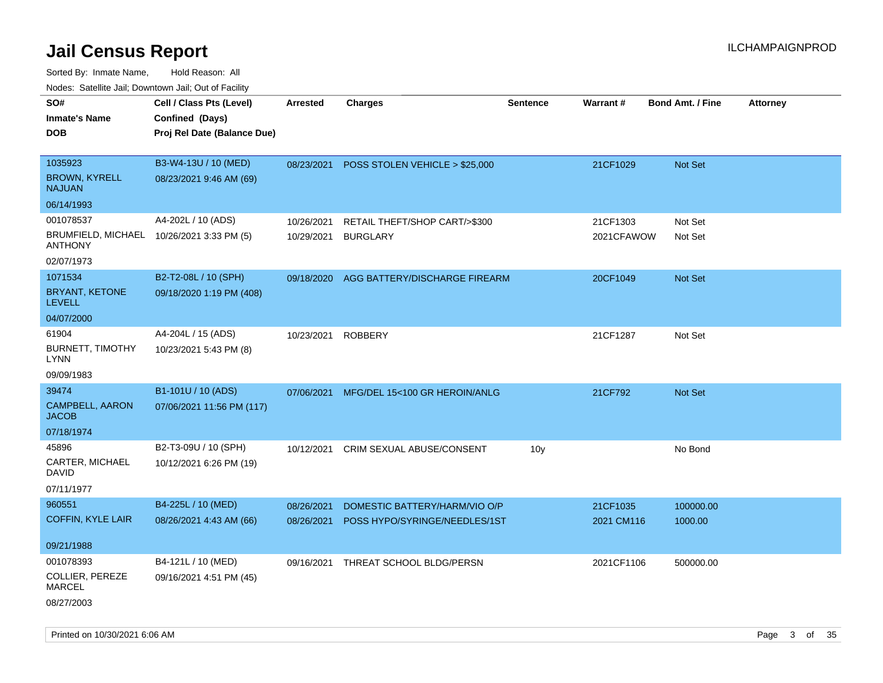# Jail Census Report

ILCHAMPAIGNPROD

Sorted By: Inmate Name, Hold Reason: All

Nodes: Satellite Jail; Downtown Jail; Out of Facility

| SO# / Inmate's Name / DOB | Cell / Class Pts (Level) / Confined (Days) / Proj Rel Date (Balance Due) | Arrested | Charges | Sentence | Warrant # | Bond Amt. / Fine | Attorney |
|---|---|---|---|---|---|---|---|
| 1035923<br>BROWN, KYRELL NAJUAN<br>06/14/1993 | B3-W4-13U / 10 (MED)<br>08/23/2021 9:46 AM (69) | 08/23/2021 | POSS STOLEN VEHICLE > $25,000 | | 21CF1029 | Not Set | |
| 001078537<br>BRUMFIELD, MICHAEL ANTHONY<br>02/07/1973 | A4-202L / 10 (ADS)<br>10/26/2021 3:33 PM (5) | 10/26/2021<br>10/29/2021 | RETAIL THEFT/SHOP CART/>$300<br>BURGLARY | | 21CF1303<br>2021CFAWOW | Not Set<br>Not Set | |
| 1071534<br>BRYANT, KETONE LEVELL<br>04/07/2000 | B2-T2-08L / 10 (SPH)<br>09/18/2020 1:19 PM (408) | 09/18/2020 | AGG BATTERY/DISCHARGE FIREARM | | 20CF1049 | Not Set | |
| 61904<br>BURNETT, TIMOTHY LYNN<br>09/09/1983 | A4-204L / 15 (ADS)<br>10/23/2021 5:43 PM (8) | 10/23/2021 | ROBBERY | | 21CF1287 | Not Set | |
| 39474<br>CAMPBELL, AARON JACOB<br>07/18/1974 | B1-101U / 10 (ADS)<br>07/06/2021 11:56 PM (117) | 07/06/2021 | MFG/DEL 15<100 GR HEROIN/ANLG | | 21CF792 | Not Set | |
| 45896<br>CARTER, MICHAEL DAVID<br>07/11/1977 | B2-T3-09U / 10 (SPH)<br>10/12/2021 6:26 PM (19) | 10/12/2021 | CRIM SEXUAL ABUSE/CONSENT | 10y | | No Bond | |
| 960551<br>COFFIN, KYLE LAIR<br>09/21/1988 | B4-225L / 10 (MED)<br>08/26/2021 4:43 AM (66) | 08/26/2021<br>08/26/2021 | DOMESTIC BATTERY/HARM/VIO O/P<br>POSS HYPO/SYRINGE/NEEDLES/1ST | | 21CF1035<br>2021 CM116 | 100000.00<br>1000.00 | |
| 001078393<br>COLLIER, PEREZE MARCEL<br>08/27/2003 | B4-121L / 10 (MED)<br>09/16/2021 4:51 PM (45) | 09/16/2021 | THREAT SCHOOL BLDG/PERSN | | 2021CF1106 | 500000.00 | |

Printed on 10/30/2021 6:06 AM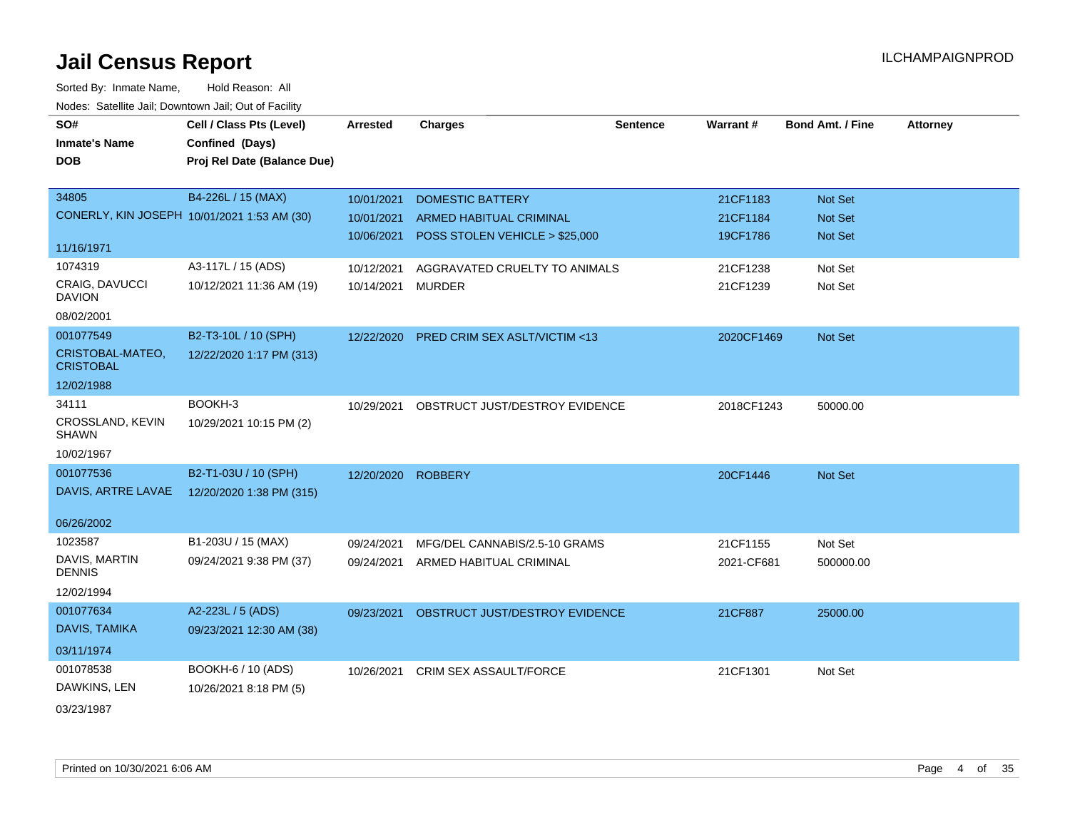# Jail Census Report

ILCHAMPAIGNPROD

Sorted By: Inmate Name, Hold Reason: All

Nodes: Satellite Jail; Downtown Jail; Out of Facility

| SO# / Inmate's Name / DOB | Cell / Class Pts (Level) / Confined (Days) / Proj Rel Date (Balance Due) | Arrested | Charges | Sentence | Warrant # | Bond Amt. / Fine | Attorney |
|---|---|---|---|---|---|---|---|
| 34805<br>CONERLY, KIN JOSEPH<br>11/16/1971 | B4-226L / 15 (MAX)<br>10/01/2021 1:53 AM (30) | 10/01/2021<br>10/01/2021<br>10/06/2021 | DOMESTIC BATTERY<br>ARMED HABITUAL CRIMINAL<br>POSS STOLEN VEHICLE > $25,000 | | 21CF1183<br>21CF1184<br>19CF1786 | Not Set<br>Not Set<br>Not Set | |
| 1074319<br>CRAIG, DAVUCCI DAVION<br>08/02/2001 | A3-117L / 15 (ADS)<br>10/12/2021 11:36 AM (19) | 10/12/2021<br>10/14/2021 | AGGRAVATED CRUELTY TO ANIMALS<br>MURDER | | 21CF1238<br>21CF1239 | Not Set<br>Not Set | |
| 001077549<br>CRISTOBAL-MATEO, CRISTOBAL<br>12/02/1988 | B2-T3-10L / 10 (SPH)<br>12/22/2020 1:17 PM (313) | 12/22/2020 | PRED CRIM SEX ASLT/VICTIM <13 | | 2020CF1469 | Not Set | |
| 34111<br>CROSSLAND, KEVIN SHAWN<br>10/02/1967 | BOOKH-3<br>10/29/2021 10:15 PM (2) | 10/29/2021 | OBSTRUCT JUST/DESTROY EVIDENCE | | 2018CF1243 | 50000.00 | |
| 001077536<br>DAVIS, ARTRE LAVAE<br>06/26/2002 | B2-T1-03U / 10 (SPH)<br>12/20/2020 1:38 PM (315) | 12/20/2020 | ROBBERY | | 20CF1446 | Not Set | |
| 1023587<br>DAVIS, MARTIN DENNIS<br>12/02/1994 | B1-203U / 15 (MAX)<br>09/24/2021 9:38 PM (37) | 09/24/2021<br>09/24/2021 | MFG/DEL CANNABIS/2.5-10 GRAMS<br>ARMED HABITUAL CRIMINAL | | 21CF1155<br>2021-CF681 | Not Set<br>500000.00 | |
| 001077634<br>DAVIS, TAMIKA<br>03/11/1974 | A2-223L / 5 (ADS)<br>09/23/2021 12:30 AM (38) | 09/23/2021 | OBSTRUCT JUST/DESTROY EVIDENCE | | 21CF887 | 25000.00 | |
| 001078538<br>DAWKINS, LEN<br>03/23/1987 | BOOKH-6 / 10 (ADS)<br>10/26/2021 8:18 PM (5) | 10/26/2021 | CRIM SEX ASSAULT/FORCE | | 21CF1301 | Not Set | |

Printed on 10/30/2021 6:06 AM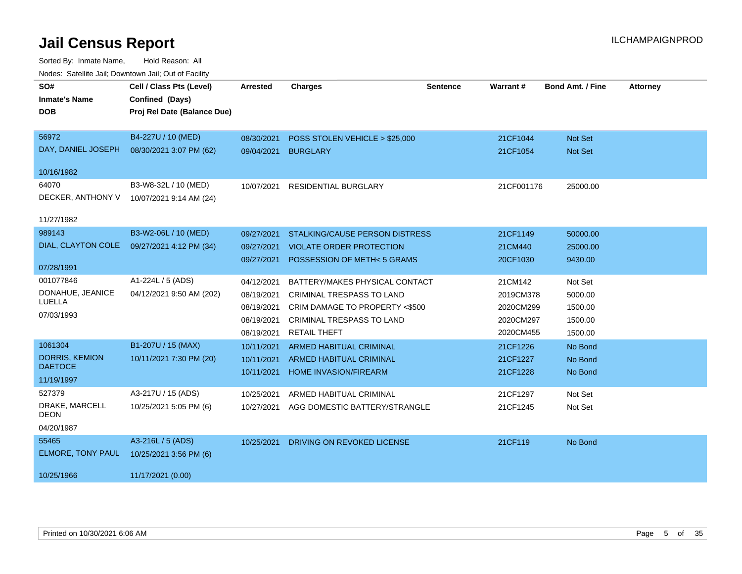# Jail Census Report

ILCHAMPAIGNPROD

Sorted By: Inmate Name, Hold Reason: All

Nodes: Satellite Jail; Downtown Jail; Out of Facility

| SO# / Inmate's Name / DOB | Cell / Class Pts (Level) / Confined (Days) / Proj Rel Date (Balance Due) | Arrested | Charges | Sentence | Warrant # | Bond Amt. / Fine | Attorney |
|---|---|---|---|---|---|---|---|
| 56972<br>DAY, DANIEL JOSEPH<br>10/16/1982 | B4-227U / 10 (MED)<br>08/30/2021 3:07 PM (62) | 08/30/2021<br>09/04/2021 | POSS STOLEN VEHICLE > $25,000<br>BURGLARY | | 21CF1044<br>21CF1054 | Not Set<br>Not Set | |
| 64070<br>DECKER, ANTHONY V<br>11/27/1982 | B3-W8-32L / 10 (MED)<br>10/07/2021 9:14 AM (24) | 10/07/2021 | RESIDENTIAL BURGLARY | | 21CF001176 | 25000.00 | |
| 989143<br>DIAL, CLAYTON COLE<br>07/28/1991 | B3-W2-06L / 10 (MED)<br>09/27/2021 4:12 PM (34) | 09/27/2021<br>09/27/2021<br>09/27/2021 | STALKING/CAUSE PERSON DISTRESS<br>VIOLATE ORDER PROTECTION<br>POSSESSION OF METH< 5 GRAMS | | 21CF1149<br>21CM440<br>20CF1030 | 50000.00<br>25000.00<br>9430.00 | |
| 001077846<br>DONAHUE, JEANICE LUELLA<br>07/03/1993 | A1-224L / 5 (ADS)<br>04/12/2021 9:50 AM (202) | 04/12/2021<br>08/19/2021<br>08/19/2021<br>08/19/2021<br>08/19/2021 | BATTERY/MAKES PHYSICAL CONTACT<br>CRIMINAL TRESPASS TO LAND<br>CRIM DAMAGE TO PROPERTY <$500<br>CRIMINAL TRESPASS TO LAND<br>RETAIL THEFT | | 21CM142<br>2019CM378<br>2020CM299<br>2020CM297<br>2020CM455 | Not Set<br>5000.00<br>1500.00<br>1500.00<br>1500.00 | |
| 1061304<br>DORRIS, KEMION DAETOCE<br>11/19/1997 | B1-207U / 15 (MAX)<br>10/11/2021 7:30 PM (20) | 10/11/2021<br>10/11/2021<br>10/11/2021 | ARMED HABITUAL CRIMINAL<br>ARMED HABITUAL CRIMINAL<br>HOME INVASION/FIREARM | | 21CF1226<br>21CF1227<br>21CF1228 | No Bond<br>No Bond<br>No Bond | |
| 527379<br>DRAKE, MARCELL DEON<br>04/20/1987 | A3-217U / 15 (ADS)<br>10/25/2021 5:05 PM (6) | 10/25/2021<br>10/27/2021 | ARMED HABITUAL CRIMINAL<br>AGG DOMESTIC BATTERY/STRANGLE | | 21CF1297<br>21CF1245 | Not Set<br>Not Set | |
| 55465<br>ELMORE, TONY PAUL<br>10/25/1966 | A3-216L / 5 (ADS)<br>10/25/2021 3:56 PM (6)<br>11/17/2021 (0.00) | 10/25/2021 | DRIVING ON REVOKED LICENSE | | 21CF119 | No Bond | |

Printed on 10/30/2021 6:06 AM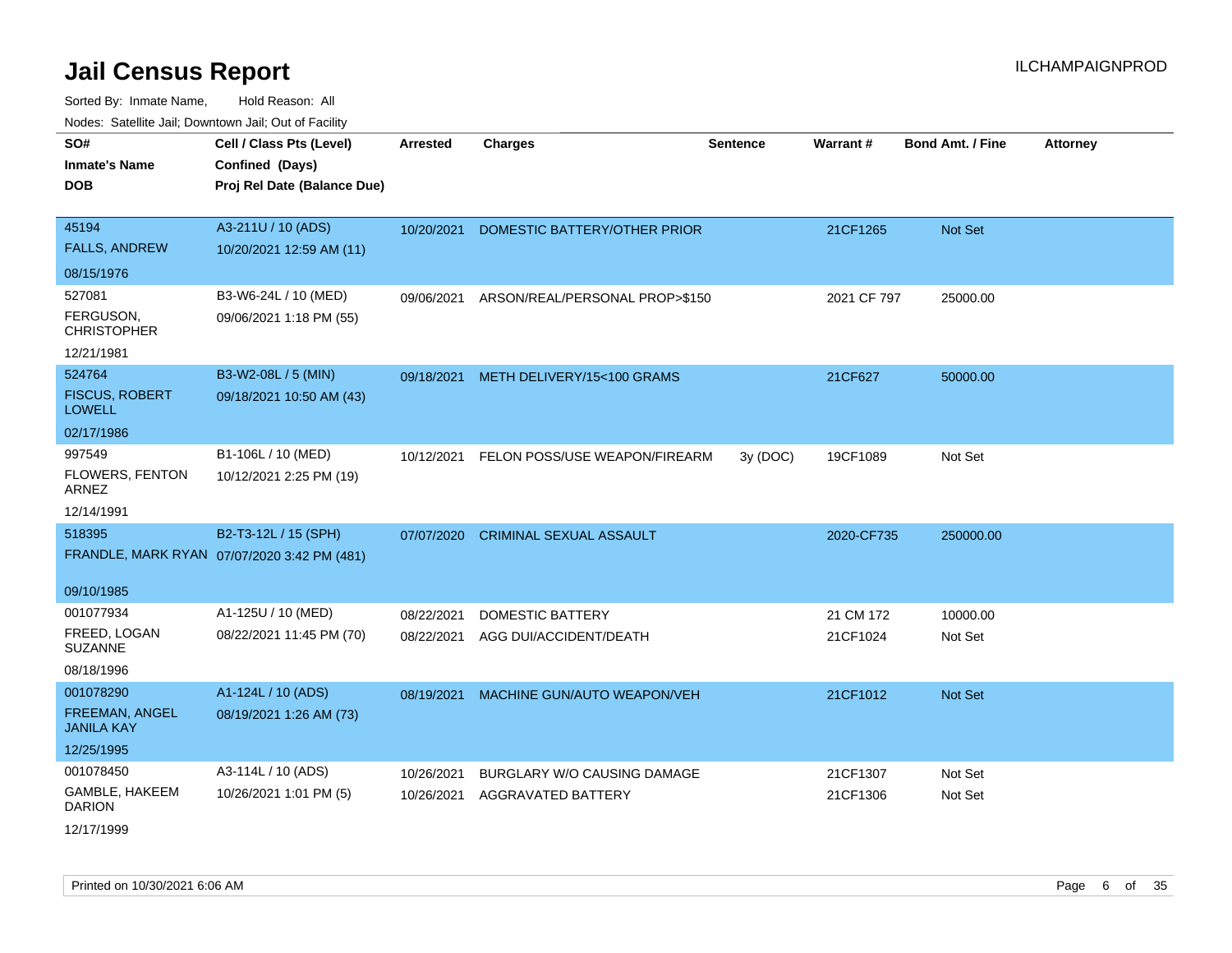# Jail Census Report

ILCHAMPAIGNPROD

Sorted By: Inmate Name, Hold Reason: All

Nodes: Satellite Jail; Downtown Jail; Out of Facility

| SO# / Inmate's Name / DOB | Cell / Class Pts (Level) / Confined (Days) / Proj Rel Date (Balance Due) | Arrested | Charges | Sentence | Warrant # | Bond Amt. / Fine | Attorney |
|---|---|---|---|---|---|---|---|
| 45194<br>FALLS, ANDREW<br>08/15/1976 | A3-211U / 10 (ADS)<br>10/20/2021 12:59 AM (11) | 10/20/2021 | DOMESTIC BATTERY/OTHER PRIOR | | 21CF1265 | Not Set | |
| 527081<br>FERGUSON, CHRISTOPHER<br>12/21/1981 | B3-W6-24L / 10 (MED)<br>09/06/2021 1:18 PM (55) | 09/06/2021 | ARSON/REAL/PERSONAL PROP>$150 | | 2021 CF 797 | 25000.00 | |
| 524764<br>FISCUS, ROBERT LOWELL<br>02/17/1986 | B3-W2-08L / 5 (MIN)<br>09/18/2021 10:50 AM (43) | 09/18/2021 | METH DELIVERY/15<100 GRAMS | | 21CF627 | 50000.00 | |
| 997549<br>FLOWERS, FENTON ARNEZ<br>12/14/1991 | B1-106L / 10 (MED)<br>10/12/2021 2:25 PM (19) | 10/12/2021 | FELON POSS/USE WEAPON/FIREARM | 3y (DOC) | 19CF1089 | Not Set | |
| 518395<br>FRANDLE, MARK RYAN<br>09/10/1985 | B2-T3-12L / 15 (SPH)<br>07/07/2020 3:42 PM (481) | 07/07/2020 | CRIMINAL SEXUAL ASSAULT | | 2020-CF735 | 250000.00 | |
| 001077934<br>FREED, LOGAN SUZANNE<br>08/18/1996 | A1-125U / 10 (MED)<br>08/22/2021 11:45 PM (70) | 08/22/2021 | DOMESTIC BATTERY | | 21 CM 172 | 10000.00 | |
| | | 08/22/2021 | AGG DUI/ACCIDENT/DEATH | | 21CF1024 | Not Set | |
| 001078290<br>FREEMAN, ANGEL JANILA KAY<br>12/25/1995 | A1-124L / 10 (ADS)<br>08/19/2021 1:26 AM (73) | 08/19/2021 | MACHINE GUN/AUTO WEAPON/VEH | | 21CF1012 | Not Set | |
| 001078450<br>GAMBLE, HAKEEM DARION<br>12/17/1999 | A3-114L / 10 (ADS)<br>10/26/2021 1:01 PM (5) | 10/26/2021 | BURGLARY W/O CAUSING DAMAGE | | 21CF1307 | Not Set | |
| | | 10/26/2021 | AGGRAVATED BATTERY | | 21CF1306 | Not Set | |

Printed on 10/30/2021 6:06 AM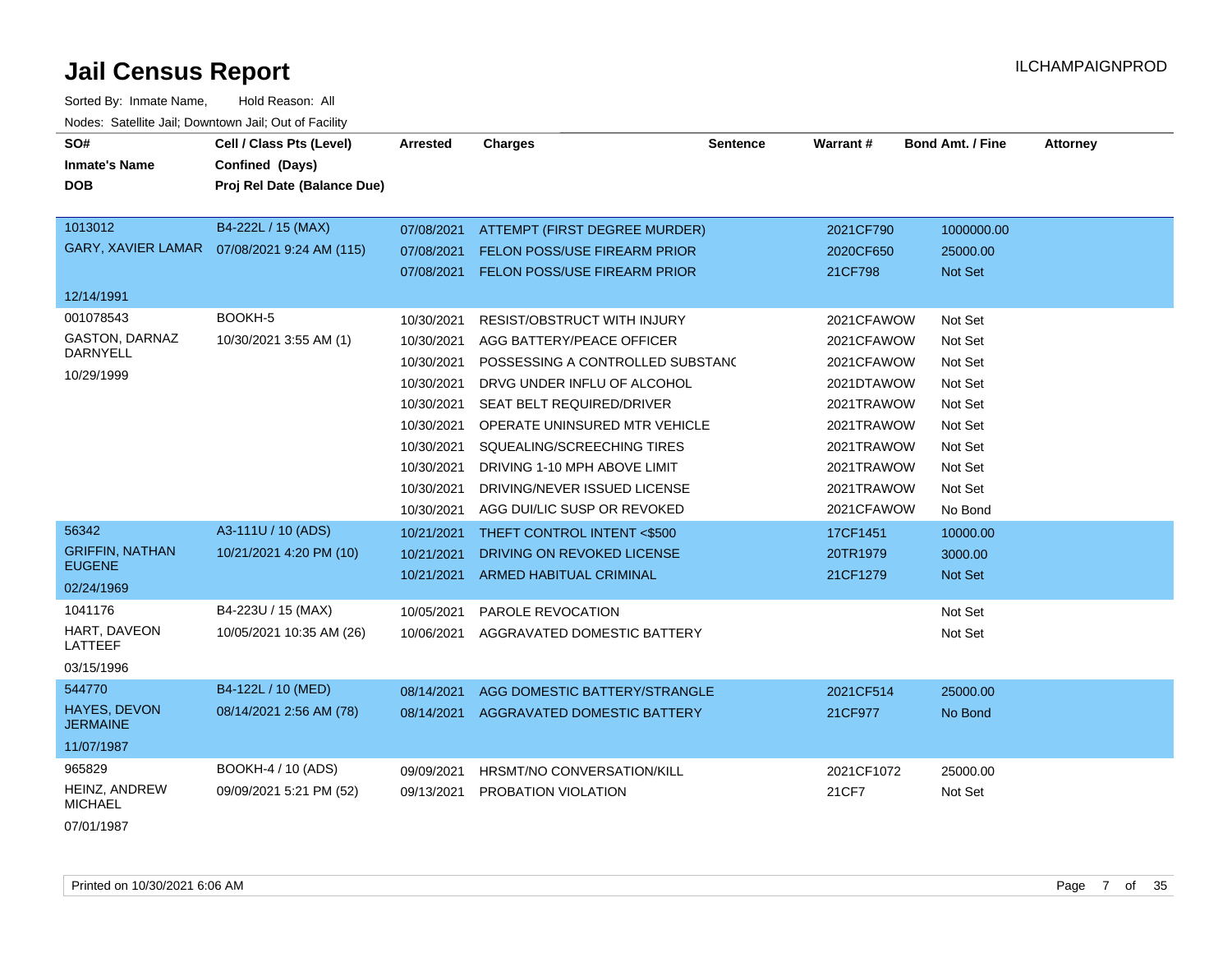# Jail Census Report

Sorted By: Inmate Name, Hold Reason: All

Nodes: Satellite Jail; Downtown Jail; Out of Facility

| SO# / Inmate's Name / DOB | Cell / Class Pts (Level) / Confined (Days) / Proj Rel Date (Balance Due) | Arrested | Charges | Sentence | Warrant # | Bond Amt. / Fine | Attorney |
|---|---|---|---|---|---|---|---|
| 1013012 | B4-222L / 15 (MAX) | 07/08/2021 | ATTEMPT (FIRST DEGREE MURDER) | | 2021CF790 | 1000000.00 | |
| GARY, XAVIER LAMAR | 07/08/2021 9:24 AM (115) | 07/08/2021 | FELON POSS/USE FIREARM PRIOR | | 2020CF650 | 25000.00 | |
| 12/14/1991 | | 07/08/2021 | FELON POSS/USE FIREARM PRIOR | | 21CF798 | Not Set | |
| 001078543 | BOOKH-5 | 10/30/2021 | RESIST/OBSTRUCT WITH INJURY | | 2021CFAWOW | Not Set | |
| GASTON, DARNAZ DARNYELL | 10/30/2021 3:55 AM (1) | 10/30/2021 | AGG BATTERY/PEACE OFFICER | | 2021CFAWOW | Not Set | |
| 10/29/1999 | | 10/30/2021 | POSSESSING A CONTROLLED SUBSTANC | | 2021CFAWOW | Not Set | |
| | | 10/30/2021 | DRVG UNDER INFLU OF ALCOHOL | | 2021DTAWOW | Not Set | |
| | | 10/30/2021 | SEAT BELT REQUIRED/DRIVER | | 2021TRAWOW | Not Set | |
| | | 10/30/2021 | OPERATE UNINSURED MTR VEHICLE | | 2021TRAWOW | Not Set | |
| | | 10/30/2021 | SQUEALING/SCREECHING TIRES | | 2021TRAWOW | Not Set | |
| | | 10/30/2021 | DRIVING 1-10 MPH ABOVE LIMIT | | 2021TRAWOW | Not Set | |
| | | 10/30/2021 | DRIVING/NEVER ISSUED LICENSE | | 2021TRAWOW | Not Set | |
| | | 10/30/2021 | AGG DUI/LIC SUSP OR REVOKED | | 2021CFAWOW | No Bond | |
| 56342 | A3-111U / 10 (ADS) | 10/21/2021 | THEFT CONTROL INTENT <$500 | | 17CF1451 | 10000.00 | |
| GRIFFIN, NATHAN EUGENE | 10/21/2021 4:20 PM (10) | 10/21/2021 | DRIVING ON REVOKED LICENSE | | 20TR1979 | 3000.00 | |
| 02/24/1969 | | 10/21/2021 | ARMED HABITUAL CRIMINAL | | 21CF1279 | Not Set | |
| 1041176 | B4-223U / 15 (MAX) | 10/05/2021 | PAROLE REVOCATION | | | Not Set | |
| HART, DAVEON LATTEEF | 10/05/2021 10:35 AM (26) | 10/06/2021 | AGGRAVATED DOMESTIC BATTERY | | | Not Set | |
| 03/15/1996 | | | | | | | |
| 544770 | B4-122L / 10 (MED) | 08/14/2021 | AGG DOMESTIC BATTERY/STRANGLE | | 2021CF514 | 25000.00 | |
| HAYES, DEVON JERMAINE | 08/14/2021 2:56 AM (78) | 08/14/2021 | AGGRAVATED DOMESTIC BATTERY | | 21CF977 | No Bond | |
| 11/07/1987 | | | | | | | |
| 965829 | BOOKH-4 / 10 (ADS) | 09/09/2021 | HRSMT/NO CONVERSATION/KILL | | 2021CF1072 | 25000.00 | |
| HEINZ, ANDREW MICHAEL | 09/09/2021 5:21 PM (52) | 09/13/2021 | PROBATION VIOLATION | | 21CF7 | Not Set | |
| 07/01/1987 | | | | | | | |

Printed on 10/30/2021 6:06 AM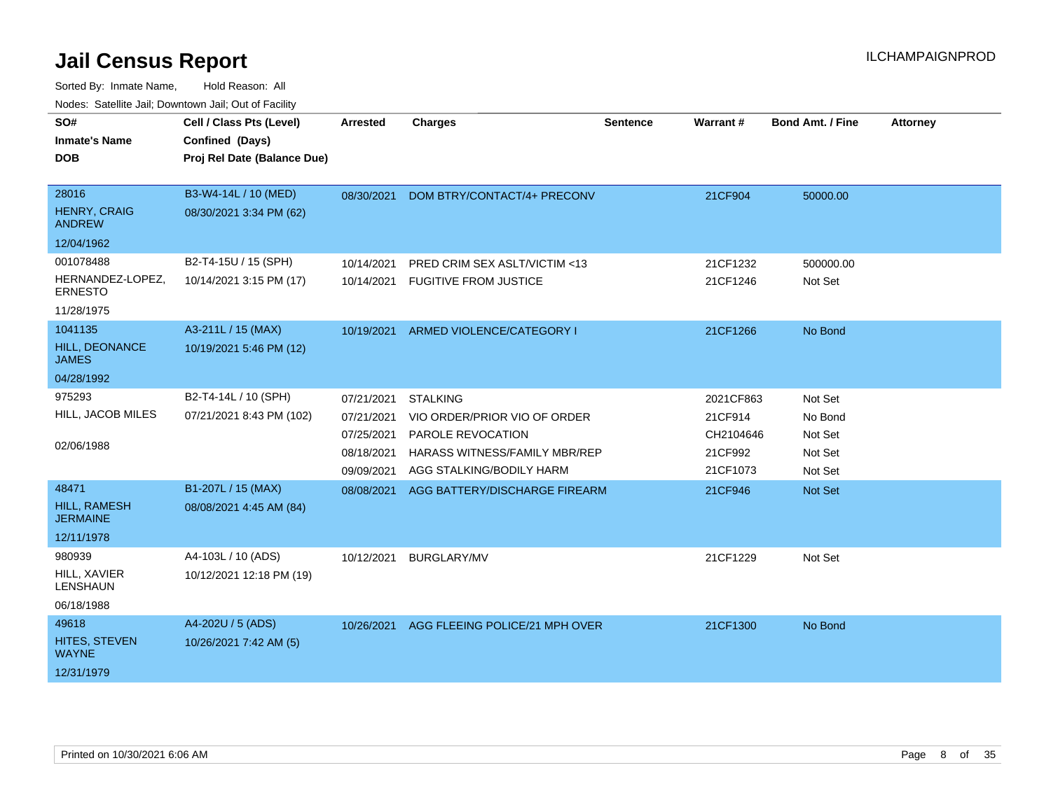# Jail Census Report

ILCHAMPAIGNPROD

Sorted By: Inmate Name, Hold Reason: All

Nodes: Satellite Jail; Downtown Jail; Out of Facility

| SO# / Inmate's Name / DOB | Cell / Class Pts (Level) / Confined (Days) / Proj Rel Date (Balance Due) | Arrested | Charges | Sentence | Warrant # | Bond Amt. / Fine | Attorney |
|---|---|---|---|---|---|---|---|
| 28016<br>HENRY, CRAIG ANDREW<br>12/04/1962 | B3-W4-14L / 10 (MED)<br>08/30/2021 3:34 PM (62) | 08/30/2021 | DOM BTRY/CONTACT/4+ PRECONV | | 21CF904 | 50000.00 | |
| 001078488<br>HERNANDEZ-LOPEZ, ERNESTO<br>11/28/1975 | B2-T4-15U / 15 (SPH)<br>10/14/2021 3:15 PM (17) | 10/14/2021 | PRED CRIM SEX ASLT/VICTIM <13 | | 21CF1232 | 500000.00 | |
| | | 10/14/2021 | FUGITIVE FROM JUSTICE | | 21CF1246 | Not Set | |
| 1041135<br>HILL, DEONANCE JAMES<br>04/28/1992 | A3-211L / 15 (MAX)<br>10/19/2021 5:46 PM (12) | 10/19/2021 | ARMED VIOLENCE/CATEGORY I | | 21CF1266 | No Bond | |
| 975293<br>HILL, JACOB MILES<br>02/06/1988 | B2-T4-14L / 10 (SPH)<br>07/21/2021 8:43 PM (102) | 07/21/2021 | STALKING | | 2021CF863 | Not Set | |
| | | 07/21/2021 | VIO ORDER/PRIOR VIO OF ORDER | | 21CF914 | No Bond | |
| | | 07/25/2021 | PAROLE REVOCATION | | CH2104646 | Not Set | |
| | | 08/18/2021 | HARASS WITNESS/FAMILY MBR/REP | | 21CF992 | Not Set | |
| | | 09/09/2021 | AGG STALKING/BODILY HARM | | 21CF1073 | Not Set | |
| 48471<br>HILL, RAMESH JERMAINE<br>12/11/1978 | B1-207L / 15 (MAX)<br>08/08/2021 4:45 AM (84) | 08/08/2021 | AGG BATTERY/DISCHARGE FIREARM | | 21CF946 | Not Set | |
| 980939<br>HILL, XAVIER LENSHAUN<br>06/18/1988 | A4-103L / 10 (ADS)<br>10/12/2021 12:18 PM (19) | 10/12/2021 | BURGLARY/MV | | 21CF1229 | Not Set | |
| 49618<br>HITES, STEVEN WAYNE<br>12/31/1979 | A4-202U / 5 (ADS)<br>10/26/2021 7:42 AM (5) | 10/26/2021 | AGG FLEEING POLICE/21 MPH OVER | | 21CF1300 | No Bond | |

Printed on 10/30/2021 6:06 AM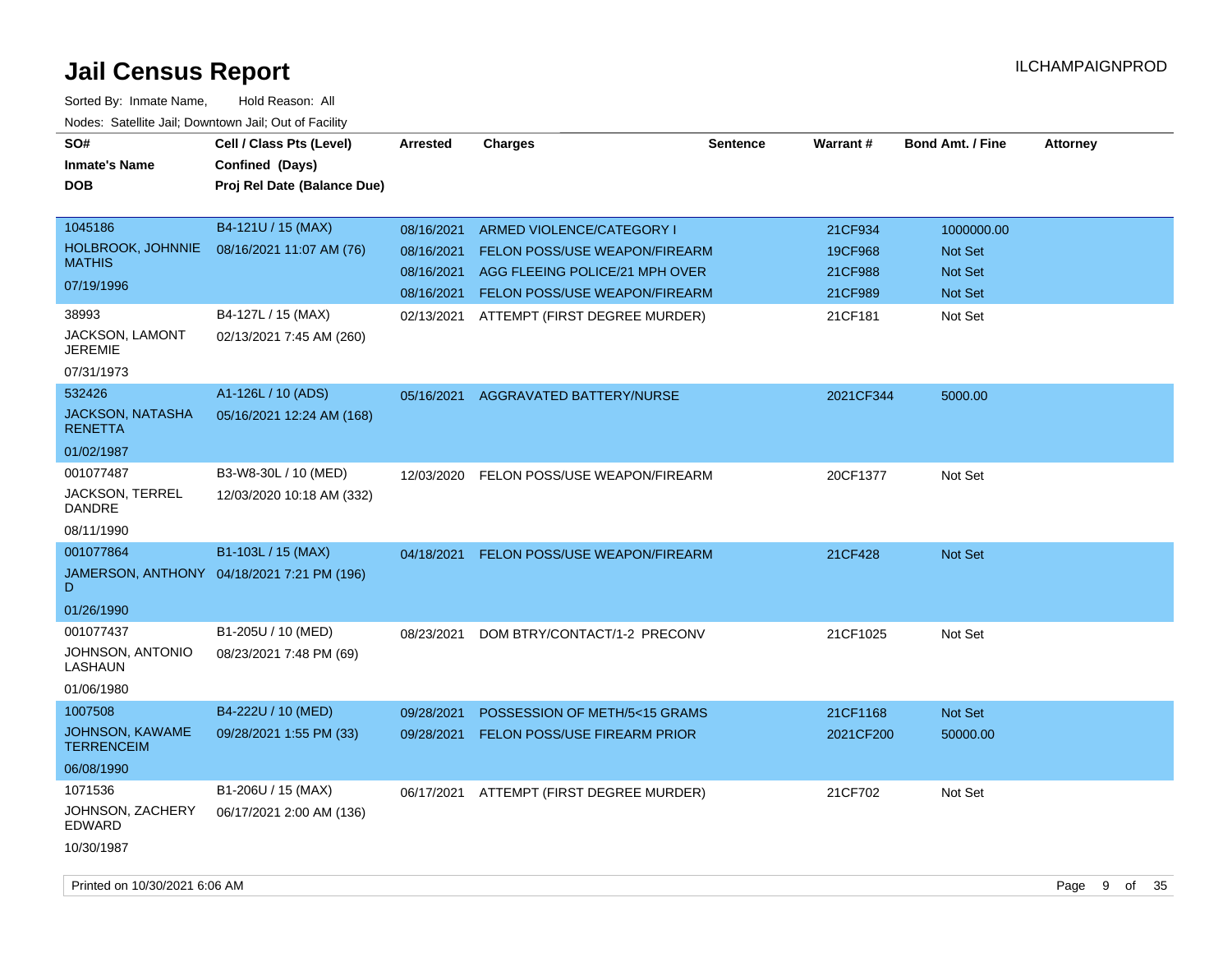# Jail Census Report

ILCHAMPAIGNPROD

Sorted By: Inmate Name, Hold Reason: All

Nodes: Satellite Jail; Downtown Jail; Out of Facility

| SO# / Inmate's Name / DOB | Cell / Class Pts (Level) / Confined (Days) / Proj Rel Date (Balance Due) | Arrested | Charges | Sentence | Warrant # | Bond Amt. / Fine | Attorney |
|---|---|---|---|---|---|---|---|
| 1045186<br>HOLBROOK, JOHNNIE MATHIS<br>07/19/1996 | B4-121U / 15 (MAX)<br>08/16/2021 11:07 AM (76) | 08/16/2021 | ARMED VIOLENCE/CATEGORY I | | 21CF934 | 1000000.00 | |
| | | 08/16/2021 | FELON POSS/USE WEAPON/FIREARM | | 19CF968 | Not Set | |
| | | 08/16/2021 | AGG FLEEING POLICE/21 MPH OVER | | 21CF988 | Not Set | |
| | | 08/16/2021 | FELON POSS/USE WEAPON/FIREARM | | 21CF989 | Not Set | |
| 38993<br>JACKSON, LAMONT JEREMIE<br>07/31/1973 | B4-127L / 15 (MAX)<br>02/13/2021 7:45 AM (260) | 02/13/2021 | ATTEMPT (FIRST DEGREE MURDER) | | 21CF181 | Not Set | |
| 532426<br>JACKSON, NATASHA RENETTA<br>01/02/1987 | A1-126L / 10 (ADS)<br>05/16/2021 12:24 AM (168) | 05/16/2021 | AGGRAVATED BATTERY/NURSE | | 2021CF344 | 5000.00 | |
| 001077487<br>JACKSON, TERREL DANDRE<br>08/11/1990 | B3-W8-30L / 10 (MED)<br>12/03/2020 10:18 AM (332) | 12/03/2020 | FELON POSS/USE WEAPON/FIREARM | | 20CF1377 | Not Set | |
| 001077864<br>JAMERSON, ANTHONY D<br>01/26/1990 | B1-103L / 15 (MAX)<br>04/18/2021 7:21 PM (196) | 04/18/2021 | FELON POSS/USE WEAPON/FIREARM | | 21CF428 | Not Set | |
| 001077437<br>JOHNSON, ANTONIO LASHAUN<br>01/06/1980 | B1-205U / 10 (MED)<br>08/23/2021 7:48 PM (69) | 08/23/2021 | DOM BTRY/CONTACT/1-2 PRECONV | | 21CF1025 | Not Set | |
| 1007508<br>JOHNSON, KAWAME TERRENCEIM<br>06/08/1990 | B4-222U / 10 (MED)<br>09/28/2021 1:55 PM (33) | 09/28/2021 | POSSESSION OF METH/5<15 GRAMS | | 21CF1168 | Not Set | |
| | | 09/28/2021 | FELON POSS/USE FIREARM PRIOR | | 2021CF200 | 50000.00 | |
| 1071536<br>JOHNSON, ZACHERY EDWARD<br>10/30/1987 | B1-206U / 15 (MAX)<br>06/17/2021 2:00 AM (136) | 06/17/2021 | ATTEMPT (FIRST DEGREE MURDER) | | 21CF702 | Not Set | |

Printed on 10/30/2021 6:06 AM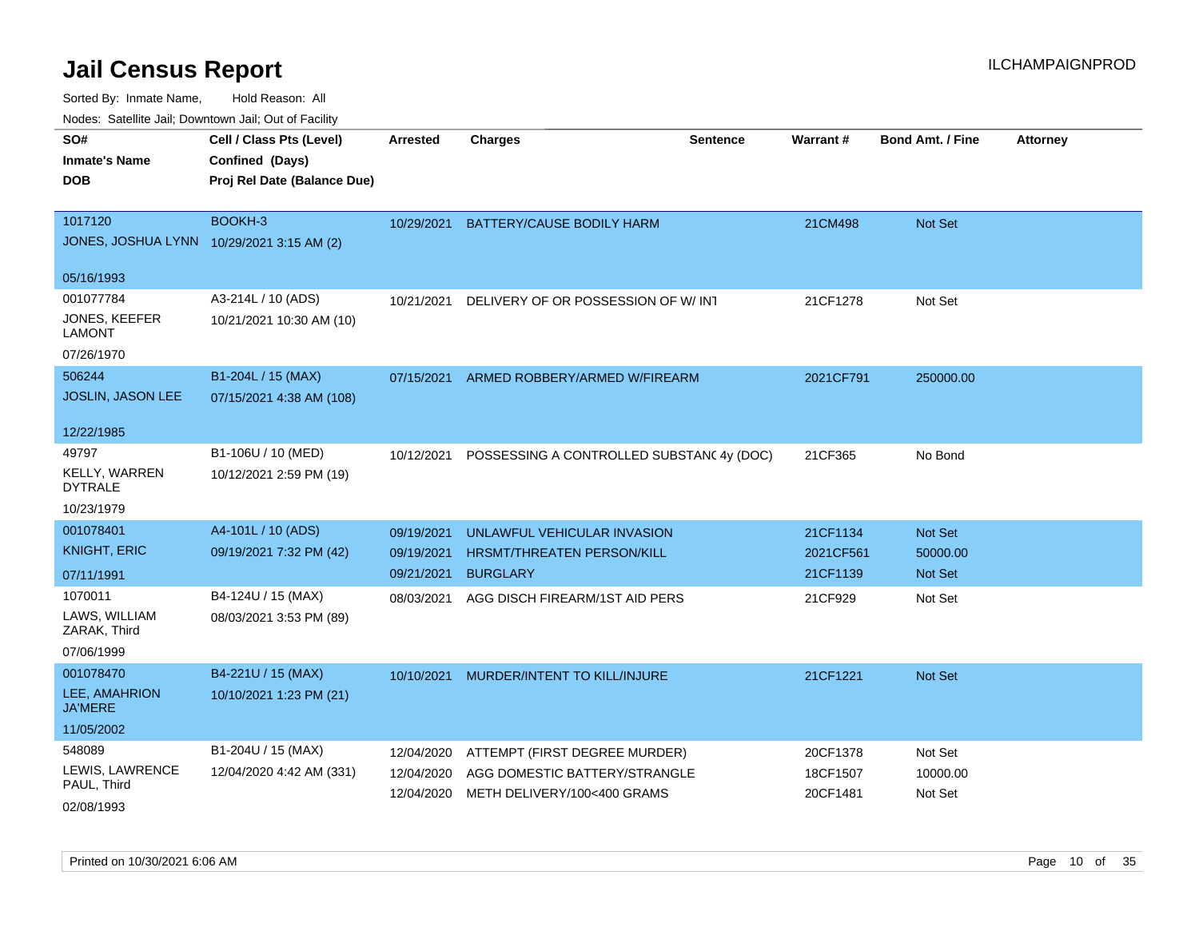# Jail Census Report

Sorted By: Inmate Name, Hold Reason: All

Nodes: Satellite Jail; Downtown Jail; Out of Facility

ILCHAMPAIGNPROD

| SO# / Inmate's Name / DOB | Cell / Class Pts (Level) / Confined (Days) / Proj Rel Date (Balance Due) | Arrested | Charges | Sentence | Warrant # | Bond Amt. / Fine | Attorney |
|---|---|---|---|---|---|---|---|
| 1017120<br>JONES, JOSHUA LYNN<br>05/16/1993 | BOOKH-3<br>10/29/2021 3:15 AM (2) | 10/29/2021 | BATTERY/CAUSE BODILY HARM | | 21CM498 | Not Set | |
| 001077784<br>JONES, KEEFER LAMONT<br>07/26/1970 | A3-214L / 10 (ADS)<br>10/21/2021 10:30 AM (10) | 10/21/2021 | DELIVERY OF OR POSSESSION OF W/ INT | | 21CF1278 | Not Set | |
| 506244<br>JOSLIN, JASON LEE<br>12/22/1985 | B1-204L / 15 (MAX)<br>07/15/2021 4:38 AM (108) | 07/15/2021 | ARMED ROBBERY/ARMED W/FIREARM | | 2021CF791 | 250000.00 | |
| 49797<br>KELLY, WARREN DYTRALE<br>10/23/1979 | B1-106U / 10 (MED)<br>10/12/2021 2:59 PM (19) | 10/12/2021 | POSSESSING A CONTROLLED SUBSTANC | 4y (DOC) | 21CF365 | No Bond | |
| 001078401<br>KNIGHT, ERIC<br>07/11/1991 | A4-101L / 10 (ADS)<br>09/19/2021 7:32 PM (42) | 09/19/2021<br>09/19/2021<br>09/21/2021 | UNLAWFUL VEHICULAR INVASION<br>HRSMT/THREATEN PERSON/KILL<br>BURGLARY | | 21CF1134<br>2021CF561<br>21CF1139 | Not Set<br>50000.00<br>Not Set | |
| 1070011<br>LAWS, WILLIAM ZARAK, Third<br>07/06/1999 | B4-124U / 15 (MAX)<br>08/03/2021 3:53 PM (89) | 08/03/2021 | AGG DISCH FIREARM/1ST AID PERS | | 21CF929 | Not Set | |
| 001078470<br>LEE, AMAHRION JA'MERE<br>11/05/2002 | B4-221U / 15 (MAX)<br>10/10/2021 1:23 PM (21) | 10/10/2021 | MURDER/INTENT TO KILL/INJURE | | 21CF1221 | Not Set | |
| 548089<br>LEWIS, LAWRENCE PAUL, Third<br>02/08/1993 | B1-204U / 15 (MAX)<br>12/04/2020 4:42 AM (331) | 12/04/2020<br>12/04/2020<br>12/04/2020 | ATTEMPT (FIRST DEGREE MURDER)<br>AGG DOMESTIC BATTERY/STRANGLE<br>METH DELIVERY/100<400 GRAMS | | 20CF1378<br>18CF1507<br>20CF1481 | Not Set<br>10000.00<br>Not Set | |

Printed on 10/30/2021 6:06 AM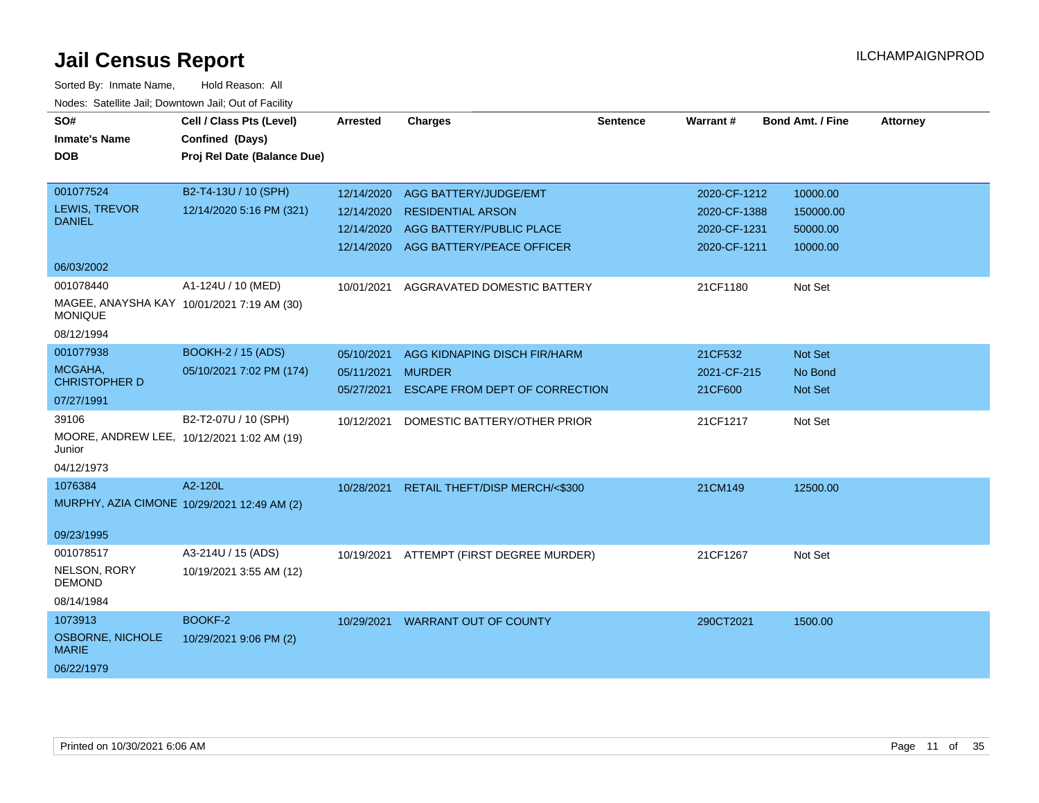# Jail Census Report

ILCHAMPAIGNPROD

Sorted By: Inmate Name, Hold Reason: All

Nodes: Satellite Jail; Downtown Jail; Out of Facility

| SO# / Inmate's Name / DOB | Cell / Class Pts (Level) / Confined (Days) / Proj Rel Date (Balance Due) | Arrested | Charges | Sentence | Warrant # | Bond Amt. / Fine | Attorney |
|---|---|---|---|---|---|---|---|
| 001077524 LEWIS, TREVOR DANIEL 06/03/2002 | B2-T4-13U / 10 (SPH) 12/14/2020 5:16 PM (321) | 12/14/2020 | AGG BATTERY/JUDGE/EMT | | 2020-CF-1212 | 10000.00 | |
| | | 12/14/2020 | RESIDENTIAL ARSON | | 2020-CF-1388 | 150000.00 | |
| | | 12/14/2020 | AGG BATTERY/PUBLIC PLACE | | 2020-CF-1231 | 50000.00 | |
| | | 12/14/2020 | AGG BATTERY/PEACE OFFICER | | 2020-CF-1211 | 10000.00 | |
| 001078440 MAGEE, ANAYSHA KAY MONIQUE 08/12/1994 | A1-124U / 10 (MED) 10/01/2021 7:19 AM (30) | 10/01/2021 | AGGRAVATED DOMESTIC BATTERY | | 21CF1180 | Not Set | |
| 001077938 MCGAHA, CHRISTOPHER D 07/27/1991 | BOOKH-2 / 15 (ADS) 05/10/2021 7:02 PM (174) | 05/10/2021 | AGG KIDNAPING DISCH FIR/HARM | | 21CF532 | Not Set | |
| | | 05/11/2021 | MURDER | | 2021-CF-215 | No Bond | |
| | | 05/27/2021 | ESCAPE FROM DEPT OF CORRECTION | | 21CF600 | Not Set | |
| 39106 MOORE, ANDREW LEE, Junior 04/12/1973 | B2-T2-07U / 10 (SPH) 10/12/2021 1:02 AM (19) | 10/12/2021 | DOMESTIC BATTERY/OTHER PRIOR | | 21CF1217 | Not Set | |
| 1076384 MURPHY, AZIA CIMONE 09/23/1995 | A2-120L 10/29/2021 12:49 AM (2) | 10/28/2021 | RETAIL THEFT/DISP MERCH/<$300 | | 21CM149 | 12500.00 | |
| 001078517 NELSON, RORY DEMOND 08/14/1984 | A3-214U / 15 (ADS) 10/19/2021 3:55 AM (12) | 10/19/2021 | ATTEMPT (FIRST DEGREE MURDER) | | 21CF1267 | Not Set | |
| 1073913 OSBORNE, NICHOLE MARIE 06/22/1979 | BOOKF-2 10/29/2021 9:06 PM (2) | 10/29/2021 | WARRANT OUT OF COUNTY | | 290CT2021 | 1500.00 | |

Printed on 10/30/2021 6:06 AM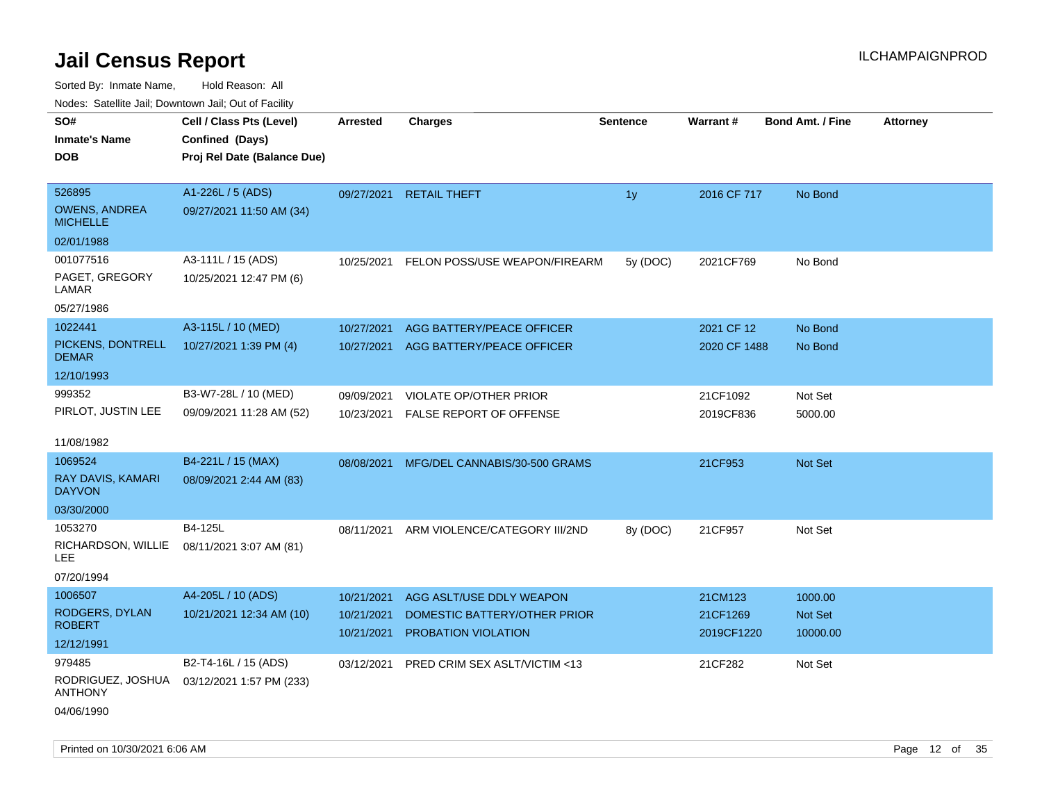# Jail Census Report

Sorted By: Inmate Name, Hold Reason: All

Nodes: Satellite Jail; Downtown Jail; Out of Facility

| SO# / Inmate's Name / DOB | Cell / Class Pts (Level) / Confined (Days) / Proj Rel Date (Balance Due) | Arrested | Charges | Sentence | Warrant # | Bond Amt. / Fine | Attorney |
|---|---|---|---|---|---|---|---|
| 526895<br>OWENS, ANDREA MICHELLE<br>02/01/1988 | A1-226L / 5 (ADS)<br>09/27/2021 11:50 AM (34) | 09/27/2021 | RETAIL THEFT | 1y | 2016 CF 717 | No Bond | |
| 001077516<br>PAGET, GREGORY LAMAR<br>05/27/1986 | A3-111L / 15 (ADS)<br>10/25/2021 12:47 PM (6) | 10/25/2021 | FELON POSS/USE WEAPON/FIREARM | 5y (DOC) | 2021CF769 | No Bond | |
| 1022441<br>PICKENS, DONTRELL DEMAR<br>12/10/1993 | A3-115L / 10 (MED)<br>10/27/2021 1:39 PM (4) | 10/27/2021<br>10/27/2021 | AGG BATTERY/PEACE OFFICER<br>AGG BATTERY/PEACE OFFICER | | 2021 CF 12<br>2020 CF 1488 | No Bond<br>No Bond | |
| 999352<br>PIRLOT, JUSTIN LEE<br>11/08/1982 | B3-W7-28L / 10 (MED)<br>09/09/2021 11:28 AM (52) | 09/09/2021<br>10/23/2021 | VIOLATE OP/OTHER PRIOR<br>FALSE REPORT OF OFFENSE | | 21CF1092<br>2019CF836 | Not Set<br>5000.00 | |
| 1069524<br>RAY DAVIS, KAMARI DAYVON<br>03/30/2000 | B4-221L / 15 (MAX)<br>08/09/2021 2:44 AM (83) | 08/08/2021 | MFG/DEL CANNABIS/30-500 GRAMS | | 21CF953 | Not Set | |
| 1053270<br>RICHARDSON, WILLIE LEE<br>07/20/1994 | B4-125L<br>08/11/2021 3:07 AM (81) | 08/11/2021 | ARM VIOLENCE/CATEGORY III/2ND | 8y (DOC) | 21CF957 | Not Set | |
| 1006507<br>RODGERS, DYLAN ROBERT<br>12/12/1991 | A4-205L / 10 (ADS)<br>10/21/2021 12:34 AM (10) | 10/21/2021<br>10/21/2021<br>10/21/2021 | AGG ASLT/USE DDLY WEAPON<br>DOMESTIC BATTERY/OTHER PRIOR<br>PROBATION VIOLATION | | 21CM123<br>21CF1269<br>2019CF1220 | 1000.00<br>Not Set<br>10000.00 | |
| 979485<br>RODRIGUEZ, JOSHUA ANTHONY<br>04/06/1990 | B2-T4-16L / 15 (ADS)<br>03/12/2021 1:57 PM (233) | 03/12/2021 | PRED CRIM SEX ASLT/VICTIM <13 | | 21CF282 | Not Set | |

Printed on 10/30/2021 6:06 AM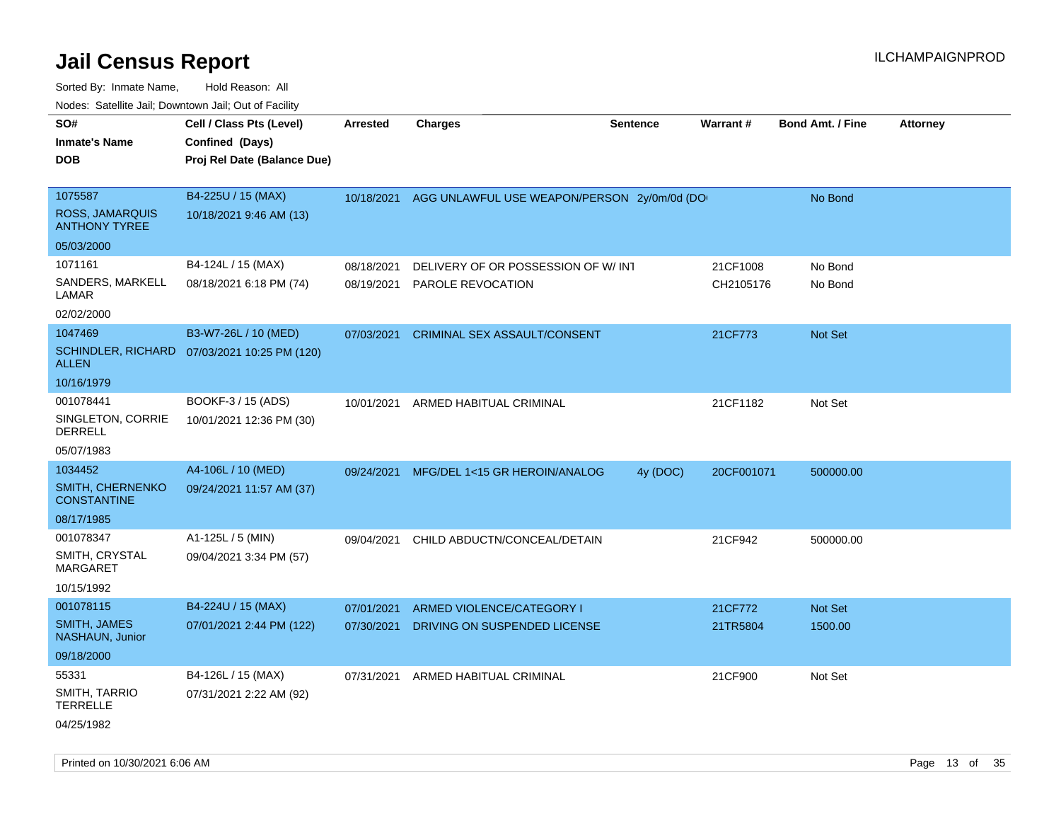# Jail Census Report

ILCHAMPAIGNPROD

Sorted By: Inmate Name, Hold Reason: All

Nodes: Satellite Jail; Downtown Jail; Out of Facility

| SO# / Inmate's Name / DOB | Cell / Class Pts (Level) / Confined (Days) / Proj Rel Date (Balance Due) | Arrested | Charges | Sentence | Warrant # | Bond Amt. / Fine | Attorney |
|---|---|---|---|---|---|---|---|
| 1075587 ROSS, JAMARQUIS ANTHONY TYREE 05/03/2000 | B4-225U / 15 (MAX) 10/18/2021 9:46 AM (13) | 10/18/2021 | AGG UNLAWFUL USE WEAPON/PERSON | 2y/0m/0d (DO | | No Bond | |
| 1071161 SANDERS, MARKELL LAMAR 02/02/2000 | B4-124L / 15 (MAX) 08/18/2021 6:18 PM (74) | 08/18/2021 | DELIVERY OF OR POSSESSION OF W/ INT | | 21CF1008 | No Bond | |
| | | 08/19/2021 | PAROLE REVOCATION | | CH2105176 | No Bond | |
| 1047469 SCHINDLER, RICHARD ALLEN 10/16/1979 | B3-W7-26L / 10 (MED) 07/03/2021 10:25 PM (120) | 07/03/2021 | CRIMINAL SEX ASSAULT/CONSENT | | 21CF773 | Not Set | |
| 001078441 SINGLETON, CORRIE DERRELL 05/07/1983 | BOOKF-3 / 15 (ADS) 10/01/2021 12:36 PM (30) | 10/01/2021 | ARMED HABITUAL CRIMINAL | | 21CF1182 | Not Set | |
| 1034452 SMITH, CHERNENKO CONSTANTINE 08/17/1985 | A4-106L / 10 (MED) 09/24/2021 11:57 AM (37) | 09/24/2021 | MFG/DEL 1<15 GR HEROIN/ANALOG | 4y (DOC) | 20CF001071 | 500000.00 | |
| 001078347 SMITH, CRYSTAL MARGARET 10/15/1992 | A1-125L / 5 (MIN) 09/04/2021 3:34 PM (57) | 09/04/2021 | CHILD ABDUCTN/CONCEAL/DETAIN | | 21CF942 | 500000.00 | |
| 001078115 SMITH, JAMES NASHAUN, Junior 09/18/2000 | B4-224U / 15 (MAX) 07/01/2021 2:44 PM (122) | 07/01/2021 | ARMED VIOLENCE/CATEGORY I | | 21CF772 | Not Set | |
| | | 07/30/2021 | DRIVING ON SUSPENDED LICENSE | | 21TR5804 | 1500.00 | |
| 55331 SMITH, TARRIO TERRELLE 04/25/1982 | B4-126L / 15 (MAX) 07/31/2021 2:22 AM (92) | 07/31/2021 | ARMED HABITUAL CRIMINAL | | 21CF900 | Not Set | |

Printed on 10/30/2021 6:06 AM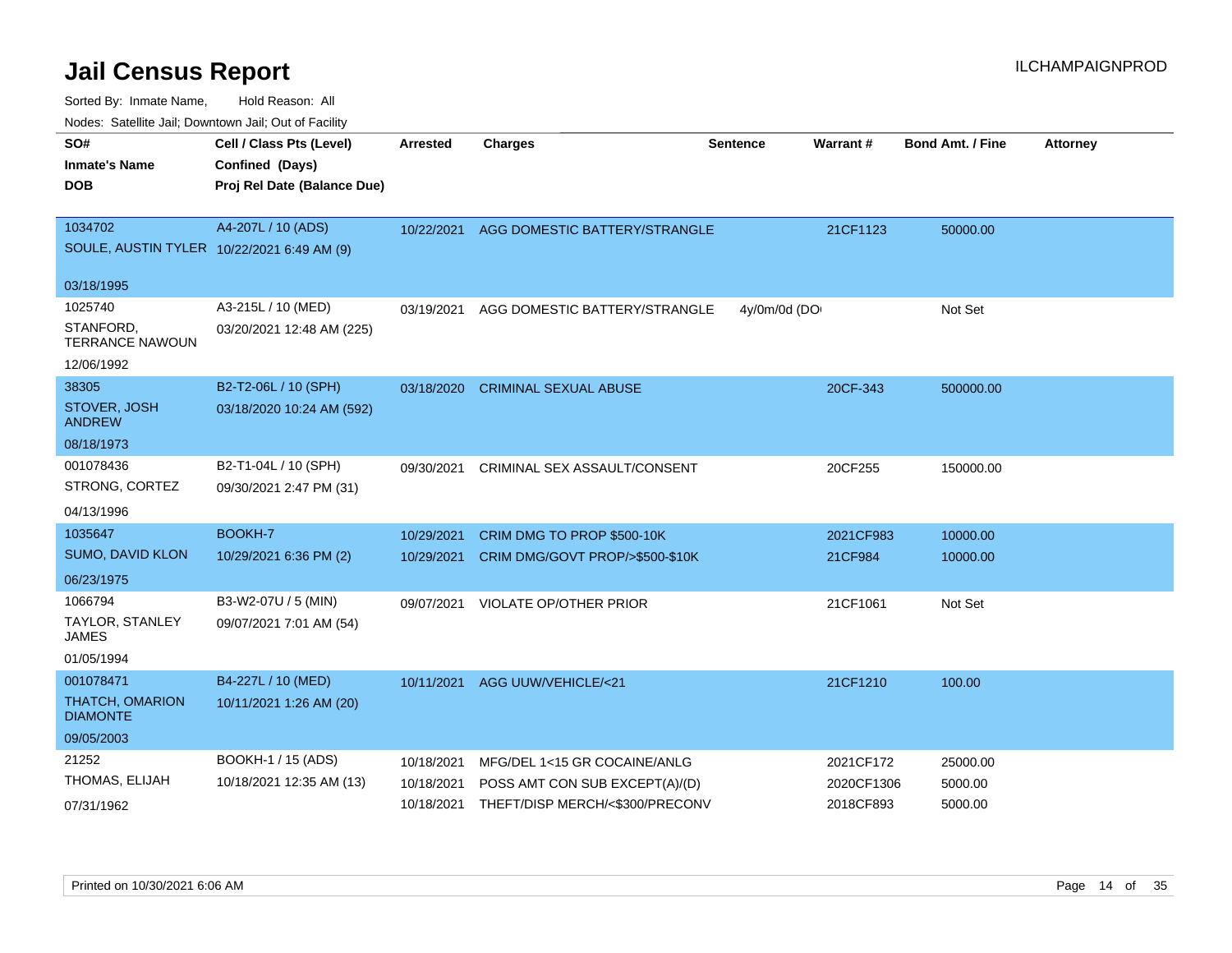# Jail Census Report

ILCHAMPAIGNPROD

Sorted By: Inmate Name, Hold Reason: All

Nodes: Satellite Jail; Downtown Jail; Out of Facility

| SO# / Inmate's Name / DOB | Cell / Class Pts (Level) / Confined (Days) / Proj Rel Date (Balance Due) | Arrested | Charges | Sentence | Warrant # | Bond Amt. / Fine | Attorney |
|---|---|---|---|---|---|---|---|
| 1034702<br>SOULE, AUSTIN TYLER<br>03/18/1995 | A4-207L / 10 (ADS)<br>10/22/2021 6:49 AM (9) | 10/22/2021 | AGG DOMESTIC BATTERY/STRANGLE | | 21CF1123 | 50000.00 | |
| 1025740<br>STANFORD, TERRANCE NAWOUN<br>12/06/1992 | A3-215L / 10 (MED)<br>03/20/2021 12:48 AM (225) | 03/19/2021 | AGG DOMESTIC BATTERY/STRANGLE | 4y/0m/0d (DO | | Not Set | |
| 38305<br>STOVER, JOSH ANDREW<br>08/18/1973 | B2-T2-06L / 10 (SPH)<br>03/18/2020 10:24 AM (592) | 03/18/2020 | CRIMINAL SEXUAL ABUSE | | 20CF-343 | 500000.00 | |
| 001078436<br>STRONG, CORTEZ<br>04/13/1996 | B2-T1-04L / 10 (SPH)<br>09/30/2021 2:47 PM (31) | 09/30/2021 | CRIMINAL SEX ASSAULT/CONSENT | | 20CF255 | 150000.00 | |
| 1035647<br>SUMO, DAVID KLON<br>06/23/1975 | BOOKH-7<br>10/29/2021 6:36 PM (2) | 10/29/2021<br>10/29/2021 | CRIM DMG TO PROP $500-10K<br>CRIM DMG/GOVT PROP/>$500-$10K | | 2021CF983<br>21CF984 | 10000.00<br>10000.00 | |
| 1066794<br>TAYLOR, STANLEY JAMES<br>01/05/1994 | B3-W2-07U / 5 (MIN)<br>09/07/2021 7:01 AM (54) | 09/07/2021 | VIOLATE OP/OTHER PRIOR | | 21CF1061 | Not Set | |
| 001078471<br>THATCH, OMARION DIAMONTE<br>09/05/2003 | B4-227L / 10 (MED)<br>10/11/2021 1:26 AM (20) | 10/11/2021 | AGG UUW/VEHICLE/<21 | | 21CF1210 | 100.00 | |
| 21252<br>THOMAS, ELIJAH<br>07/31/1962 | BOOKH-1 / 15 (ADS)<br>10/18/2021 12:35 AM (13) | 10/18/2021<br>10/18/2021<br>10/18/2021 | MFG/DEL 1<15 GR COCAINE/ANLG<br>POSS AMT CON SUB EXCEPT(A)/(D)<br>THEFT/DISP MERCH/<$300/PRECONV | | 2021CF172<br>2020CF1306<br>2018CF893 | 25000.00<br>5000.00<br>5000.00 | |

Printed on 10/30/2021 6:06 AM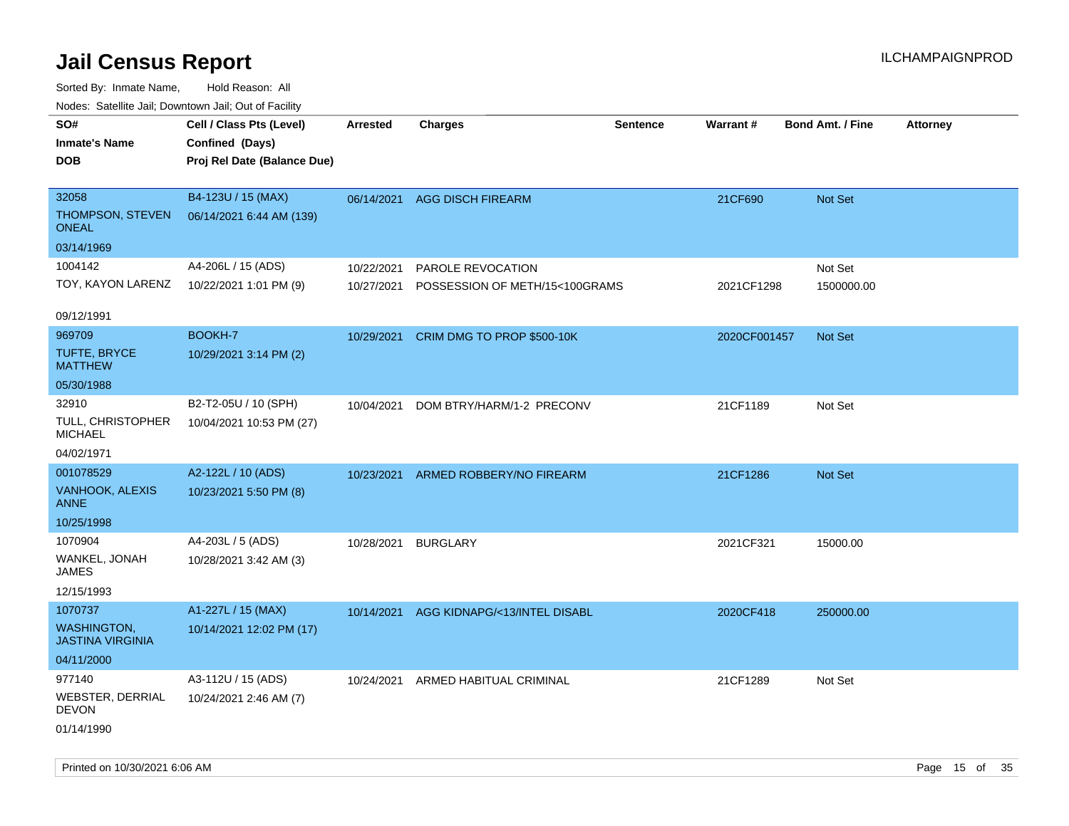# Jail Census Report

Sorted By: Inmate Name, Hold Reason: All

Nodes: Satellite Jail; Downtown Jail; Out of Facility

| SO# / Inmate's Name / DOB | Cell / Class Pts (Level) / Confined (Days) / Proj Rel Date (Balance Due) | Arrested | Charges | Sentence | Warrant # | Bond Amt. / Fine | Attorney |
|---|---|---|---|---|---|---|---|
| 32058<br>THOMPSON, STEVEN ONEAL<br>03/14/1969 | B4-123U / 15 (MAX)<br>06/14/2021 6:44 AM (139) | 06/14/2021 | AGG DISCH FIREARM | | 21CF690 | Not Set | |
| 1004142<br>TOY, KAYON LARENZ<br>09/12/1991 | A4-206L / 15 (ADS)<br>10/22/2021 1:01 PM (9) | 10/22/2021 | PAROLE REVOCATION | | | Not Set | |
| | | 10/27/2021 | POSSESSION OF METH/15<100GRAMS | | 2021CF1298 | 1500000.00 | |
| 969709<br>TUFTE, BRYCE MATTHEW<br>05/30/1988 | BOOKH-7<br>10/29/2021 3:14 PM (2) | 10/29/2021 | CRIM DMG TO PROP $500-10K | | 2020CF001457 | Not Set | |
| 32910<br>TULL, CHRISTOPHER MICHAEL<br>04/02/1971 | B2-T2-05U / 10 (SPH)<br>10/04/2021 10:53 PM (27) | 10/04/2021 | DOM BTRY/HARM/1-2 PRECONV | | 21CF1189 | Not Set | |
| 001078529<br>VANHOOK, ALEXIS ANNE<br>10/25/1998 | A2-122L / 10 (ADS)<br>10/23/2021 5:50 PM (8) | 10/23/2021 | ARMED ROBBERY/NO FIREARM | | 21CF1286 | Not Set | |
| 1070904<br>WANKEL, JONAH JAMES<br>12/15/1993 | A4-203L / 5 (ADS)<br>10/28/2021 3:42 AM (3) | 10/28/2021 | BURGLARY | | 2021CF321 | 15000.00 | |
| 1070737<br>WASHINGTON, JASTINA VIRGINIA<br>04/11/2000 | A1-227L / 15 (MAX)<br>10/14/2021 12:02 PM (17) | 10/14/2021 | AGG KIDNAPG/<13/INTEL DISABL | | 2020CF418 | 250000.00 | |
| 977140<br>WEBSTER, DERRIAL DEVON<br>01/14/1990 | A3-112U / 15 (ADS)<br>10/24/2021 2:46 AM (7) | 10/24/2021 | ARMED HABITUAL CRIMINAL | | 21CF1289 | Not Set | |

Printed on 10/30/2021 6:06 AM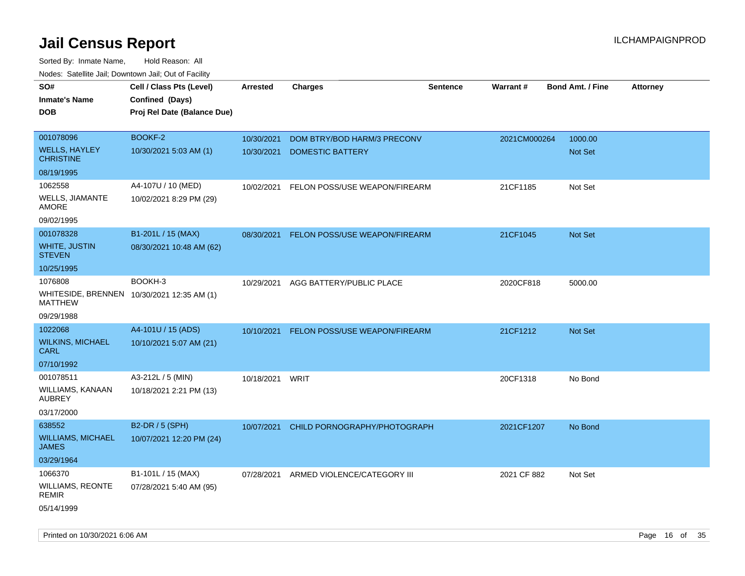# Jail Census Report

ILCHAMPAIGNPROD

Sorted By: Inmate Name, Hold Reason: All

Nodes: Satellite Jail; Downtown Jail; Out of Facility

| SO# / Inmate's Name / DOB | Cell / Class Pts (Level) / Confined (Days) / Proj Rel Date (Balance Due) | Arrested | Charges | Sentence | Warrant # | Bond Amt. / Fine | Attorney |
|---|---|---|---|---|---|---|---|
| 001078096<br>WELLS, HAYLEY CHRISTINE<br>08/19/1995 | BOOKF-2<br>10/30/2021 5:03 AM (1) | 10/30/2021<br>10/30/2021 | DOM BTRY/BOD HARM/3 PRECONV<br>DOMESTIC BATTERY | | 2021CM000264 | 1000.00<br>Not Set | |
| 1062558<br>WELLS, JIAMANTE AMORE<br>09/02/1995 | A4-107U / 10 (MED)<br>10/02/2021 8:29 PM (29) | 10/02/2021 | FELON POSS/USE WEAPON/FIREARM | | 21CF1185 | Not Set | |
| 001078328<br>WHITE, JUSTIN STEVEN<br>10/25/1995 | B1-201L / 15 (MAX)<br>08/30/2021 10:48 AM (62) | 08/30/2021 | FELON POSS/USE WEAPON/FIREARM | | 21CF1045 | Not Set | |
| 1076808<br>WHITESIDE, BRENNEN MATTHEW<br>09/29/1988 | BOOKH-3<br>10/30/2021 12:35 AM (1) | 10/29/2021 | AGG BATTERY/PUBLIC PLACE | | 2020CF818 | 5000.00 | |
| 1022068<br>WILKINS, MICHAEL CARL<br>07/10/1992 | A4-101U / 15 (ADS)<br>10/10/2021 5:07 AM (21) | 10/10/2021 | FELON POSS/USE WEAPON/FIREARM | | 21CF1212 | Not Set | |
| 001078511<br>WILLIAMS, KANAAN AUBREY<br>03/17/2000 | A3-212L / 5 (MIN)<br>10/18/2021 2:21 PM (13) | 10/18/2021 | WRIT | | 20CF1318 | No Bond | |
| 638552<br>WILLIAMS, MICHAEL JAMES<br>03/29/1964 | B2-DR / 5 (SPH)<br>10/07/2021 12:20 PM (24) | 10/07/2021 | CHILD PORNOGRAPHY/PHOTOGRAPH | | 2021CF1207 | No Bond | |
| 1066370<br>WILLIAMS, REONTE REMIR<br>05/14/1999 | B1-101L / 15 (MAX)<br>07/28/2021 5:40 AM (95) | 07/28/2021 | ARMED VIOLENCE/CATEGORY III | | 2021 CF 882 | Not Set | |

Printed on 10/30/2021 6:06 AM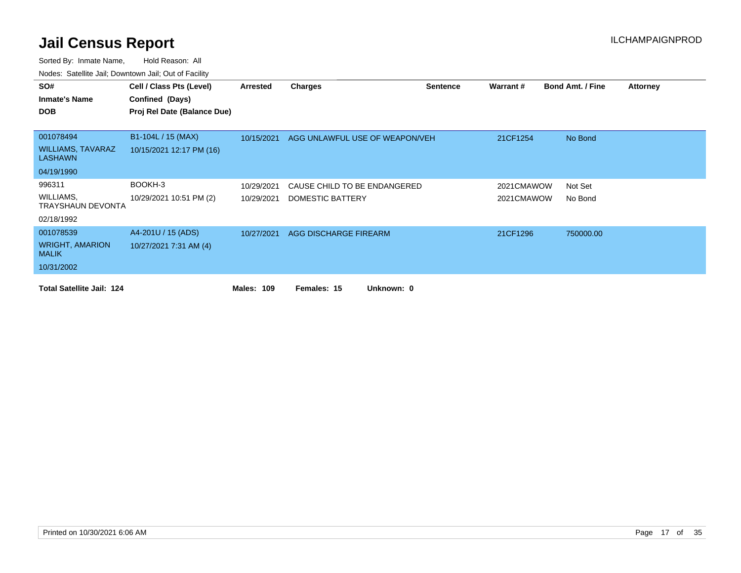# Jail Census Report

ILCHAMPAIGNPROD

Sorted By: Inmate Name, Hold Reason: All

Nodes: Satellite Jail; Downtown Jail; Out of Facility

| SO# / Inmate's Name / DOB | Cell / Class Pts (Level) / Confined (Days) / Proj Rel Date (Balance Due) | Arrested | Charges | Sentence | Warrant # | Bond Amt. / Fine | Attorney |
|---|---|---|---|---|---|---|---|
| 001078494<br>WILLIAMS, TAVARAZ LASHAWN<br>04/19/1990 | B1-104L / 15 (MAX)<br>10/15/2021 12:17 PM (16) | 10/15/2021 | AGG UNLAWFUL USE OF WEAPON/VEH | | 21CF1254 | No Bond | |
| 996311<br>WILLIAMS, TRAYSHAUN DEVONTA<br>02/18/1992 | BOOKH-3<br>10/29/2021 10:51 PM (2) | 10/29/2021 | CAUSE CHILD TO BE ENDANGERED | | 2021CMAWOW | Not Set | |
| | | 10/29/2021 | DOMESTIC BATTERY | | 2021CMAWOW | No Bond | |
| 001078539<br>WRIGHT, AMARION MALIK<br>10/31/2002 | A4-201U / 15 (ADS)<br>10/27/2021 7:31 AM (4) | 10/27/2021 | AGG DISCHARGE FIREARM | | 21CF1296 | 750000.00 | |

**Total Satellite Jail: 124** **Males: 109** **Females: 15** **Unknown: 0**

Printed on 10/30/2021 6:06 AM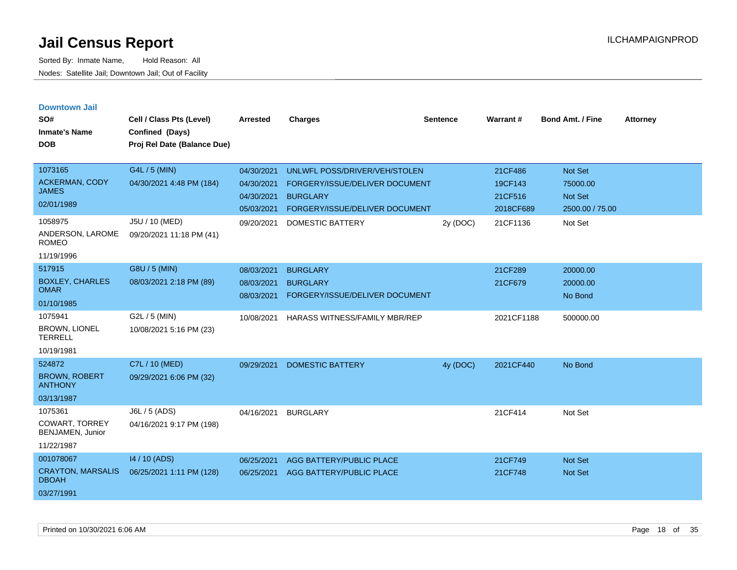# Jail Census Report

Sorted By: Inmate Name, Hold Reason: All

Nodes: Satellite Jail; Downtown Jail; Out of Facility

ILCHAMPAIGNPROD

## Downtown Jail

| SO# Inmate's Name DOB | Cell / Class Pts (Level) Confined (Days) Proj Rel Date (Balance Due) | Arrested | Charges | Sentence | Warrant # | Bond Amt. / Fine | Attorney |
|---|---|---|---|---|---|---|---|
| 1073165 ACKERMAN, CODY JAMES 02/01/1989 | G4L / 5 (MIN) 04/30/2021 4:48 PM (184) | 04/30/2021 | UNLWFL POSS/DRIVER/VEH/STOLEN | | 21CF486 | Not Set | |
| | | 04/30/2021 | FORGERY/ISSUE/DELIVER DOCUMENT | | 19CF143 | 75000.00 | |
| | | 04/30/2021 | BURGLARY | | 21CF516 | Not Set | |
| | | 05/03/2021 | FORGERY/ISSUE/DELIVER DOCUMENT | | 2018CF689 | 2500.00 / 75.00 | |
| 1058975 ANDERSON, LAROME ROMEO 11/19/1996 | J5U / 10 (MED) 09/20/2021 11:18 PM (41) | 09/20/2021 | DOMESTIC BATTERY | 2y (DOC) | 21CF1136 | Not Set | |
| 517915 BOXLEY, CHARLES OMAR 01/10/1985 | G8U / 5 (MIN) 08/03/2021 2:18 PM (89) | 08/03/2021 | BURGLARY | | 21CF289 | 20000.00 | |
| | | 08/03/2021 | BURGLARY | | 21CF679 | 20000.00 | |
| | | 08/03/2021 | FORGERY/ISSUE/DELIVER DOCUMENT | | | No Bond | |
| 1075941 BROWN, LIONEL TERRELL 10/19/1981 | G2L / 5 (MIN) 10/08/2021 5:16 PM (23) | 10/08/2021 | HARASS WITNESS/FAMILY MBR/REP | | 2021CF1188 | 500000.00 | |
| 524872 BROWN, ROBERT ANTHONY 03/13/1987 | C7L / 10 (MED) 09/29/2021 6:06 PM (32) | 09/29/2021 | DOMESTIC BATTERY | 4y (DOC) | 2021CF440 | No Bond | |
| 1075361 COWART, TORREY BENJAMEN, Junior 11/22/1987 | J6L / 5 (ADS) 04/16/2021 9:17 PM (198) | 04/16/2021 | BURGLARY | | 21CF414 | Not Set | |
| 001078067 CRAYTON, MARSALIS DBOAH 03/27/1991 | I4 / 10 (ADS) 06/25/2021 1:11 PM (128) | 06/25/2021 | AGG BATTERY/PUBLIC PLACE | | 21CF749 | Not Set | |
| | | 06/25/2021 | AGG BATTERY/PUBLIC PLACE | | 21CF748 | Not Set | |

Printed on 10/30/2021 6:06 AM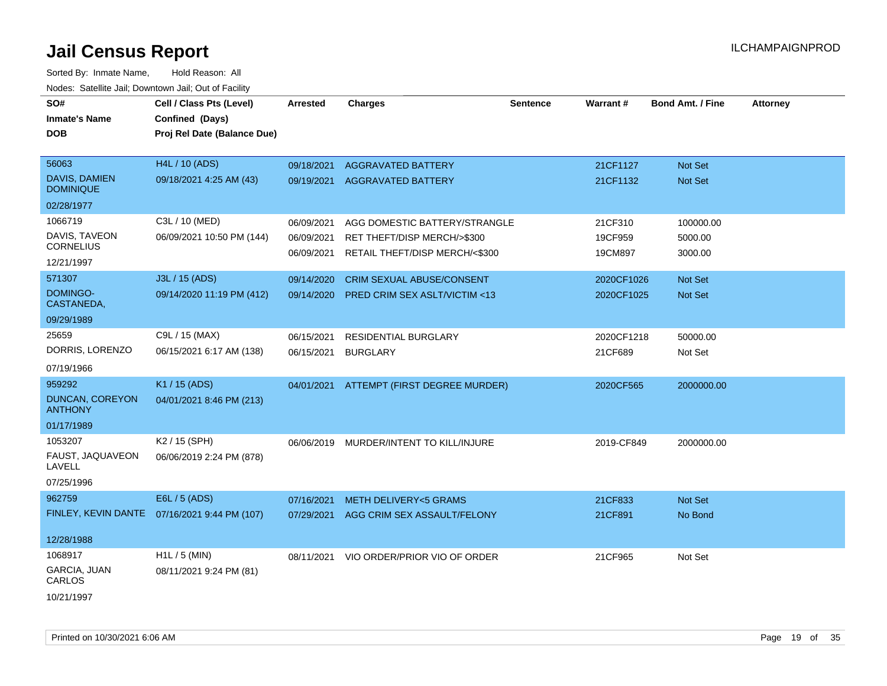# Jail Census Report

ILCHAMPAIGNPROD

Sorted By: Inmate Name, Hold Reason: All

Nodes: Satellite Jail; Downtown Jail; Out of Facility

| SO# / Inmate's Name / DOB | Cell / Class Pts (Level) / Confined (Days) / Proj Rel Date (Balance Due) | Arrested | Charges | Sentence | Warrant # | Bond Amt. / Fine | Attorney |
|---|---|---|---|---|---|---|---|
| 56063<br>DAVIS, DAMIEN DOMINIQUE<br>02/28/1977 | H4L / 10 (ADS)<br>09/18/2021 4:25 AM (43) | 09/18/2021<br>09/19/2021 | AGGRAVATED BATTERY<br>AGGRAVATED BATTERY | | 21CF1127<br>21CF1132 | Not Set<br>Not Set | |
| 1066719<br>DAVIS, TAVEON CORNELIUS<br>12/21/1997 | C3L / 10 (MED)<br>06/09/2021 10:50 PM (144) | 06/09/2021<br>06/09/2021<br>06/09/2021 | AGG DOMESTIC BATTERY/STRANGLE<br>RET THEFT/DISP MERCH/>$300<br>RETAIL THEFT/DISP MERCH/<$300 | | 21CF310<br>19CF959<br>19CM897 | 100000.00<br>5000.00<br>3000.00 | |
| 571307<br>DOMINGO-CASTANEDA,<br>09/29/1989 | J3L / 15 (ADS)<br>09/14/2020 11:19 PM (412) | 09/14/2020<br>09/14/2020 | CRIM SEXUAL ABUSE/CONSENT<br>PRED CRIM SEX ASLT/VICTIM <13 | | 2020CF1026<br>2020CF1025 | Not Set<br>Not Set | |
| 25659<br>DORRIS, LORENZO<br>07/19/1966 | C9L / 15 (MAX)<br>06/15/2021 6:17 AM (138) | 06/15/2021<br>06/15/2021 | RESIDENTIAL BURGLARY<br>BURGLARY | | 2020CF1218<br>21CF689 | 50000.00<br>Not Set | |
| 959292<br>DUNCAN, COREYON ANTHONY<br>01/17/1989 | K1 / 15 (ADS)<br>04/01/2021 8:46 PM (213) | 04/01/2021 | ATTEMPT (FIRST DEGREE MURDER) | | 2020CF565 | 2000000.00 | |
| 1053207<br>FAUST, JAQUAVEON LAVELL<br>07/25/1996 | K2 / 15 (SPH)<br>06/06/2019 2:24 PM (878) | 06/06/2019 | MURDER/INTENT TO KILL/INJURE | | 2019-CF849 | 2000000.00 | |
| 962759<br>FINLEY, KEVIN DANTE<br>12/28/1988 | E6L / 5 (ADS)<br>07/16/2021 9:44 PM (107) | 07/16/2021<br>07/29/2021 | METH DELIVERY<5 GRAMS<br>AGG CRIM SEX ASSAULT/FELONY | | 21CF833<br>21CF891 | Not Set<br>No Bond | |
| 1068917<br>GARCIA, JUAN CARLOS<br>10/21/1997 | H1L / 5 (MIN)<br>08/11/2021 9:24 PM (81) | 08/11/2021 | VIO ORDER/PRIOR VIO OF ORDER | | 21CF965 | Not Set | |

Printed on 10/30/2021 6:06 AM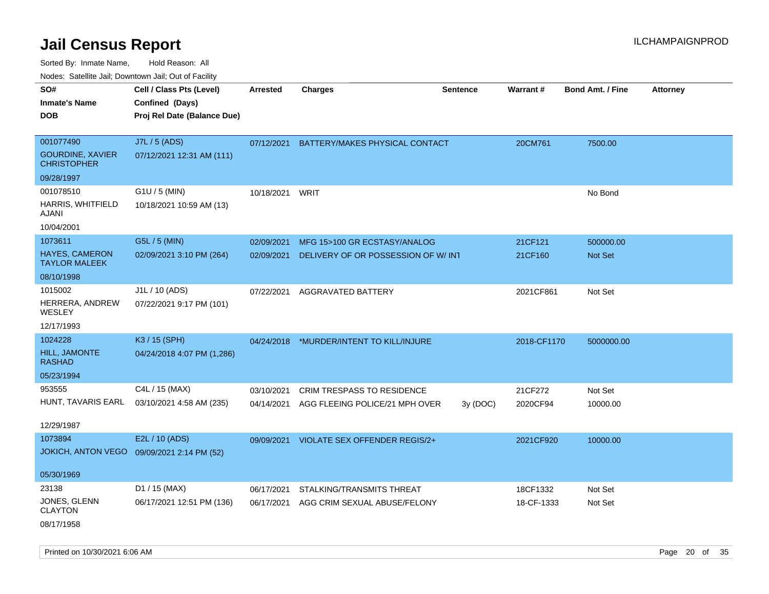# Jail Census Report

ILCHAMPAIGNPROD

Sorted By: Inmate Name, Hold Reason: All

Nodes: Satellite Jail; Downtown Jail; Out of Facility

| SO# / Inmate's Name / DOB | Cell / Class Pts (Level) / Confined (Days) / Proj Rel Date (Balance Due) | Arrested | Charges | Sentence | Warrant # | Bond Amt. / Fine | Attorney |
|---|---|---|---|---|---|---|---|
| 001077490<br>GOURDINE, XAVIER CHRISTOPHER<br>09/28/1997 | J7L / 5 (ADS)<br>07/12/2021 12:31 AM (111) | 07/12/2021 | BATTERY/MAKES PHYSICAL CONTACT | | 20CM761 | 7500.00 | |
| 001078510<br>HARRIS, WHITFIELD AJANI<br>10/04/2001 | G1U / 5 (MIN)<br>10/18/2021 10:59 AM (13) | 10/18/2021 | WRIT | | | No Bond | |
| 1073611<br>HAYES, CAMERON TAYLOR MALEEK<br>08/10/1998 | G5L / 5 (MIN)<br>02/09/2021 3:10 PM (264) | 02/09/2021 | MFG 15>100 GR ECSTASY/ANALOG | | 21CF121 | 500000.00 | |
| | | 02/09/2021 | DELIVERY OF OR POSSESSION OF W/ INT | | 21CF160 | Not Set | |
| 1015002<br>HERRERA, ANDREW WESLEY<br>12/17/1993 | J1L / 10 (ADS)<br>07/22/2021 9:17 PM (101) | 07/22/2021 | AGGRAVATED BATTERY | | 2021CF861 | Not Set | |
| 1024228<br>HILL, JAMONTE RASHAD<br>05/23/1994 | K3 / 15 (SPH)<br>04/24/2018 4:07 PM (1,286) | 04/24/2018 | *MURDER/INTENT TO KILL/INJURE | | 2018-CF1170 | 5000000.00 | |
| 953555<br>HUNT, TAVARIS EARL<br>12/29/1987 | C4L / 15 (MAX)<br>03/10/2021 4:58 AM (235) | 03/10/2021 | CRIM TRESPASS TO RESIDENCE | | 21CF272 | Not Set | |
| | | 04/14/2021 | AGG FLEEING POLICE/21 MPH OVER | 3y (DOC) | 2020CF94 | 10000.00 | |
| 1073894<br>JOKICH, ANTON VEGO<br>05/30/1969 | E2L / 10 (ADS)<br>09/09/2021 2:14 PM (52) | 09/09/2021 | VIOLATE SEX OFFENDER REGIS/2+ | | 2021CF920 | 10000.00 | |
| 23138<br>JONES, GLENN CLAYTON<br>08/17/1958 | D1 / 15 (MAX)<br>06/17/2021 12:51 PM (136) | 06/17/2021 | STALKING/TRANSMITS THREAT | | 18CF1332 | Not Set | |
| | | 06/17/2021 | AGG CRIM SEXUAL ABUSE/FELONY | | 18-CF-1333 | Not Set | |

Printed on 10/30/2021 6:06 AM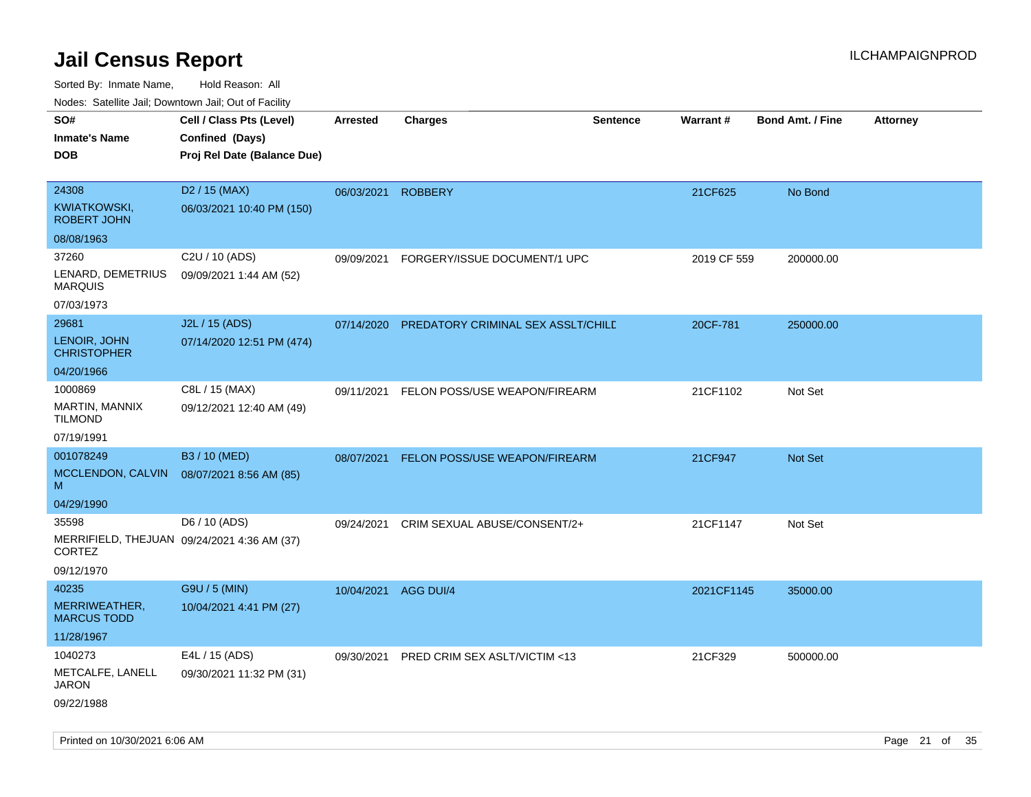# Jail Census Report

ILCHAMPAIGNPROD

Sorted By: Inmate Name, Hold Reason: All

Nodes: Satellite Jail; Downtown Jail; Out of Facility

| SO# / Inmate's Name / DOB | Cell / Class Pts (Level) / Confined (Days) / Proj Rel Date (Balance Due) | Arrested | Charges | Sentence | Warrant # | Bond Amt. / Fine | Attorney |
|---|---|---|---|---|---|---|---|
| 24308<br>KWIATKOWSKI, ROBERT JOHN<br>08/08/1963 | D2 / 15 (MAX)<br>06/03/2021 10:40 PM (150) | 06/03/2021 | ROBBERY | | 21CF625 | No Bond | |
| 37260<br>LENARD, DEMETRIUS MARQUIS<br>07/03/1973 | C2U / 10 (ADS)<br>09/09/2021 1:44 AM (52) | 09/09/2021 | FORGERY/ISSUE DOCUMENT/1 UPC | | 2019 CF 559 | 200000.00 | |
| 29681<br>LENOIR, JOHN CHRISTOPHER<br>04/20/1966 | J2L / 15 (ADS)<br>07/14/2020 12:51 PM (474) | 07/14/2020 | PREDATORY CRIMINAL SEX ASSLT/CHILD | | 20CF-781 | 250000.00 | |
| 1000869<br>MARTIN, MANNIX TILMOND<br>07/19/1991 | C8L / 15 (MAX)<br>09/12/2021 12:40 AM (49) | 09/11/2021 | FELON POSS/USE WEAPON/FIREARM | | 21CF1102 | Not Set | |
| 001078249<br>MCCLENDON, CALVIN M<br>04/29/1990 | B3 / 10 (MED)<br>08/07/2021 8:56 AM (85) | 08/07/2021 | FELON POSS/USE WEAPON/FIREARM | | 21CF947 | Not Set | |
| 35598<br>MERRIFIELD, THEJUAN CORTEZ<br>09/12/1970 | D6 / 10 (ADS)<br>09/24/2021 4:36 AM (37) | 09/24/2021 | CRIM SEXUAL ABUSE/CONSENT/2+ | | 21CF1147 | Not Set | |
| 40235<br>MERRIWEATHER, MARCUS TODD<br>11/28/1967 | G9U / 5 (MIN)<br>10/04/2021 4:41 PM (27) | 10/04/2021 | AGG DUI/4 | | 2021CF1145 | 35000.00 | |
| 1040273<br>METCALFE, LANELL JARON<br>09/22/1988 | E4L / 15 (ADS)<br>09/30/2021 11:32 PM (31) | 09/30/2021 | PRED CRIM SEX ASLT/VICTIM <13 | | 21CF329 | 500000.00 | |

Printed on 10/30/2021 6:06 AM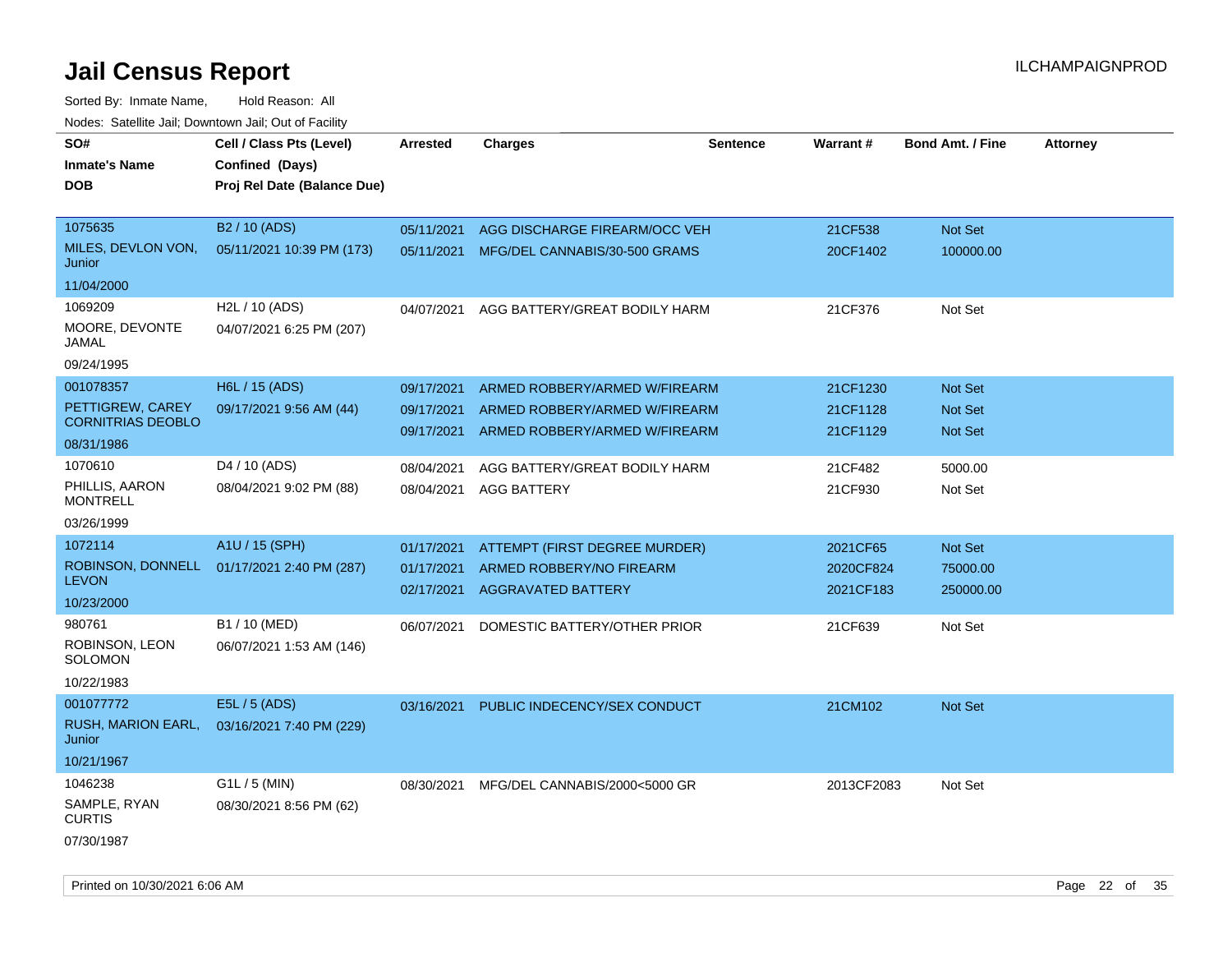# Jail Census Report

ILCHAMPAIGNPROD

Sorted By: Inmate Name, Hold Reason: All

Nodes: Satellite Jail; Downtown Jail; Out of Facility

| SO# / Inmate's Name / DOB | Cell / Class Pts (Level) / Confined (Days) / Proj Rel Date (Balance Due) | Arrested | Charges | Sentence | Warrant # | Bond Amt. / Fine | Attorney |
|---|---|---|---|---|---|---|---|
| 1075635 / MILES, DEVLON VON, Junior / 11/04/2000 | B2 / 10 (ADS) / 05/11/2021 10:39 PM (173) | 05/11/2021 | AGG DISCHARGE FIREARM/OCC VEH | | 21CF538 | Not Set | |
| | | 05/11/2021 | MFG/DEL CANNABIS/30-500 GRAMS | | 20CF1402 | 100000.00 | |
| 1069209 / MOORE, DEVONTE JAMAL / 09/24/1995 | H2L / 10 (ADS) / 04/07/2021 6:25 PM (207) | 04/07/2021 | AGG BATTERY/GREAT BODILY HARM | | 21CF376 | Not Set | |
| 001078357 / PETTIGREW, CAREY CORNITRIAS DEOBLO / 08/31/1986 | H6L / 15 (ADS) / 09/17/2021 9:56 AM (44) | 09/17/2021 | ARMED ROBBERY/ARMED W/FIREARM | | 21CF1230 | Not Set | |
| | | 09/17/2021 | ARMED ROBBERY/ARMED W/FIREARM | | 21CF1128 | Not Set | |
| | | 09/17/2021 | ARMED ROBBERY/ARMED W/FIREARM | | 21CF1129 | Not Set | |
| 1070610 / PHILLIS, AARON MONTRELL / 03/26/1999 | D4 / 10 (ADS) / 08/04/2021 9:02 PM (88) | 08/04/2021 | AGG BATTERY/GREAT BODILY HARM | | 21CF482 | 5000.00 | |
| | | 08/04/2021 | AGG BATTERY | | 21CF930 | Not Set | |
| 1072114 / ROBINSON, DONNELL LEVON / 10/23/2000 | A1U / 15 (SPH) / 01/17/2021 2:40 PM (287) | 01/17/2021 | ATTEMPT (FIRST DEGREE MURDER) | | 2021CF65 | Not Set | |
| | | 01/17/2021 | ARMED ROBBERY/NO FIREARM | | 2020CF824 | 75000.00 | |
| | | 02/17/2021 | AGGRAVATED BATTERY | | 2021CF183 | 250000.00 | |
| 980761 / ROBINSON, LEON SOLOMON / 10/22/1983 | B1 / 10 (MED) / 06/07/2021 1:53 AM (146) | 06/07/2021 | DOMESTIC BATTERY/OTHER PRIOR | | 21CF639 | Not Set | |
| 001077772 / RUSH, MARION EARL, Junior / 10/21/1967 | E5L / 5 (ADS) / 03/16/2021 7:40 PM (229) | 03/16/2021 | PUBLIC INDECENCY/SEX CONDUCT | | 21CM102 | Not Set | |
| 1046238 / SAMPLE, RYAN CURTIS / 07/30/1987 | G1L / 5 (MIN) / 08/30/2021 8:56 PM (62) | 08/30/2021 | MFG/DEL CANNABIS/2000<5000 GR | | 2013CF2083 | Not Set | |

Printed on 10/30/2021 6:06 AM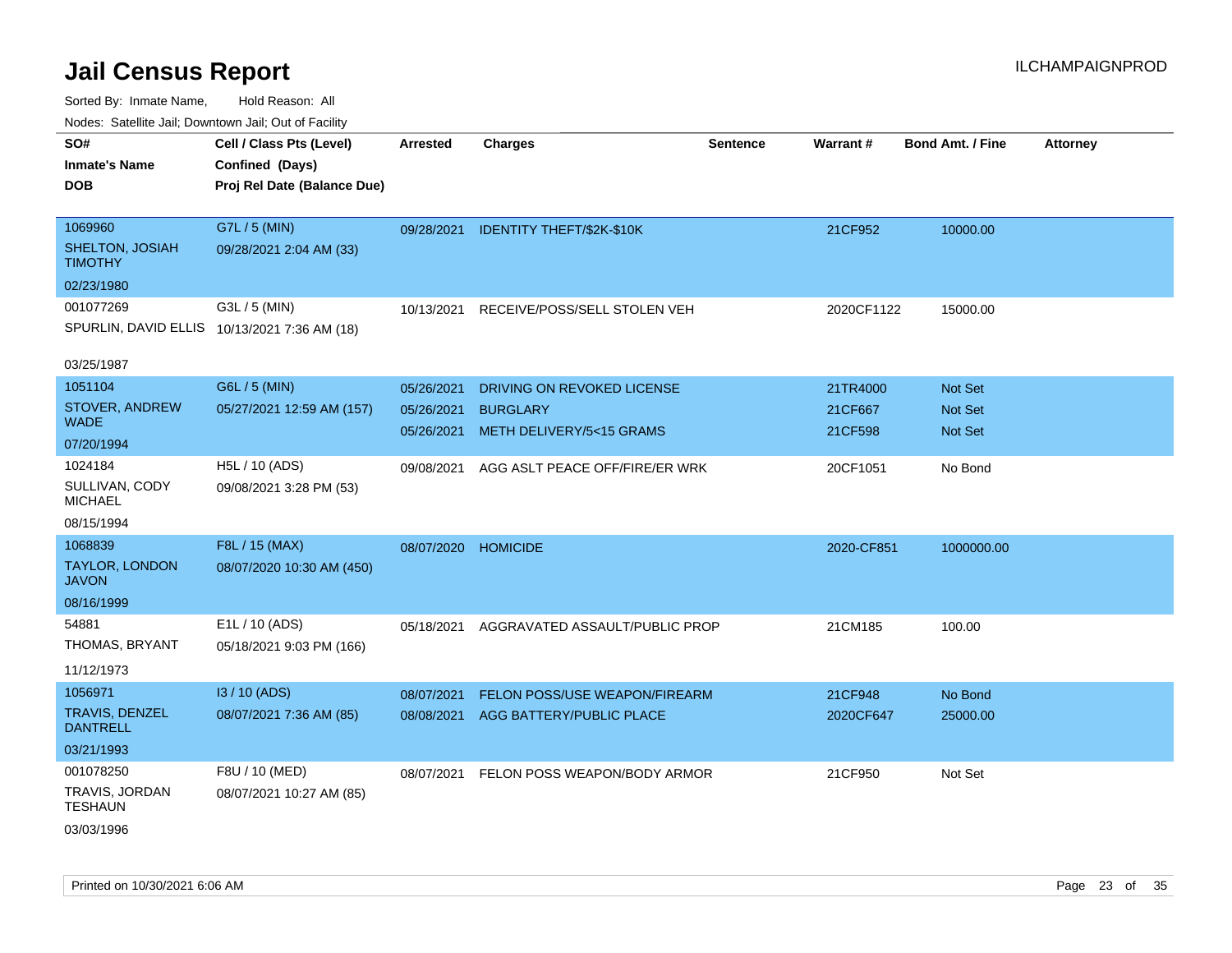# Jail Census Report

ILCHAMPAIGNPROD

Sorted By: Inmate Name, Hold Reason: All

Nodes: Satellite Jail; Downtown Jail; Out of Facility

| SO# / Inmate's Name / DOB | Cell / Class Pts (Level) / Confined (Days) / Proj Rel Date (Balance Due) | Arrested | Charges | Sentence | Warrant # | Bond Amt. / Fine | Attorney |
|---|---|---|---|---|---|---|---|
| 1069960<br>SHELTON, JOSIAH TIMOTHY<br>02/23/1980 | G7L / 5 (MIN)<br>09/28/2021 2:04 AM (33) | 09/28/2021 | IDENTITY THEFT/$2K-$10K | | 21CF952 | 10000.00 | |
| 001077269<br>SPURLIN, DAVID ELLIS<br>03/25/1987 | G3L / 5 (MIN)<br>10/13/2021 7:36 AM (18) | 10/13/2021 | RECEIVE/POSS/SELL STOLEN VEH | | 2020CF1122 | 15000.00 | |
| 1051104<br>STOVER, ANDREW WADE<br>07/20/1994 | G6L / 5 (MIN)<br>05/27/2021 12:59 AM (157) | 05/26/2021<br>05/26/2021<br>05/26/2021 | DRIVING ON REVOKED LICENSE<br>BURGLARY<br>METH DELIVERY/5<15 GRAMS | | 21TR4000<br>21CF667<br>21CF598 | Not Set<br>Not Set<br>Not Set | |
| 1024184<br>SULLIVAN, CODY MICHAEL<br>08/15/1994 | H5L / 10 (ADS)<br>09/08/2021 3:28 PM (53) | 09/08/2021 | AGG ASLT PEACE OFF/FIRE/ER WRK | | 20CF1051 | No Bond | |
| 1068839<br>TAYLOR, LONDON JAVON<br>08/16/1999 | F8L / 15 (MAX)<br>08/07/2020 10:30 AM (450) | 08/07/2020 | HOMICIDE | | 2020-CF851 | 1000000.00 | |
| 54881<br>THOMAS, BRYANT<br>11/12/1973 | E1L / 10 (ADS)<br>05/18/2021 9:03 PM (166) | 05/18/2021 | AGGRAVATED ASSAULT/PUBLIC PROP | | 21CM185 | 100.00 | |
| 1056971<br>TRAVIS, DENZEL DANTRELL<br>03/21/1993 | I3 / 10 (ADS)<br>08/07/2021 7:36 AM (85) | 08/07/2021<br>08/08/2021 | FELON POSS/USE WEAPON/FIREARM<br>AGG BATTERY/PUBLIC PLACE | | 21CF948<br>2020CF647 | No Bond<br>25000.00 | |
| 001078250<br>TRAVIS, JORDAN TESHAUN<br>03/03/1996 | F8U / 10 (MED)<br>08/07/2021 10:27 AM (85) | 08/07/2021 | FELON POSS WEAPON/BODY ARMOR | | 21CF950 | Not Set | |

Printed on 10/30/2021 6:06 AM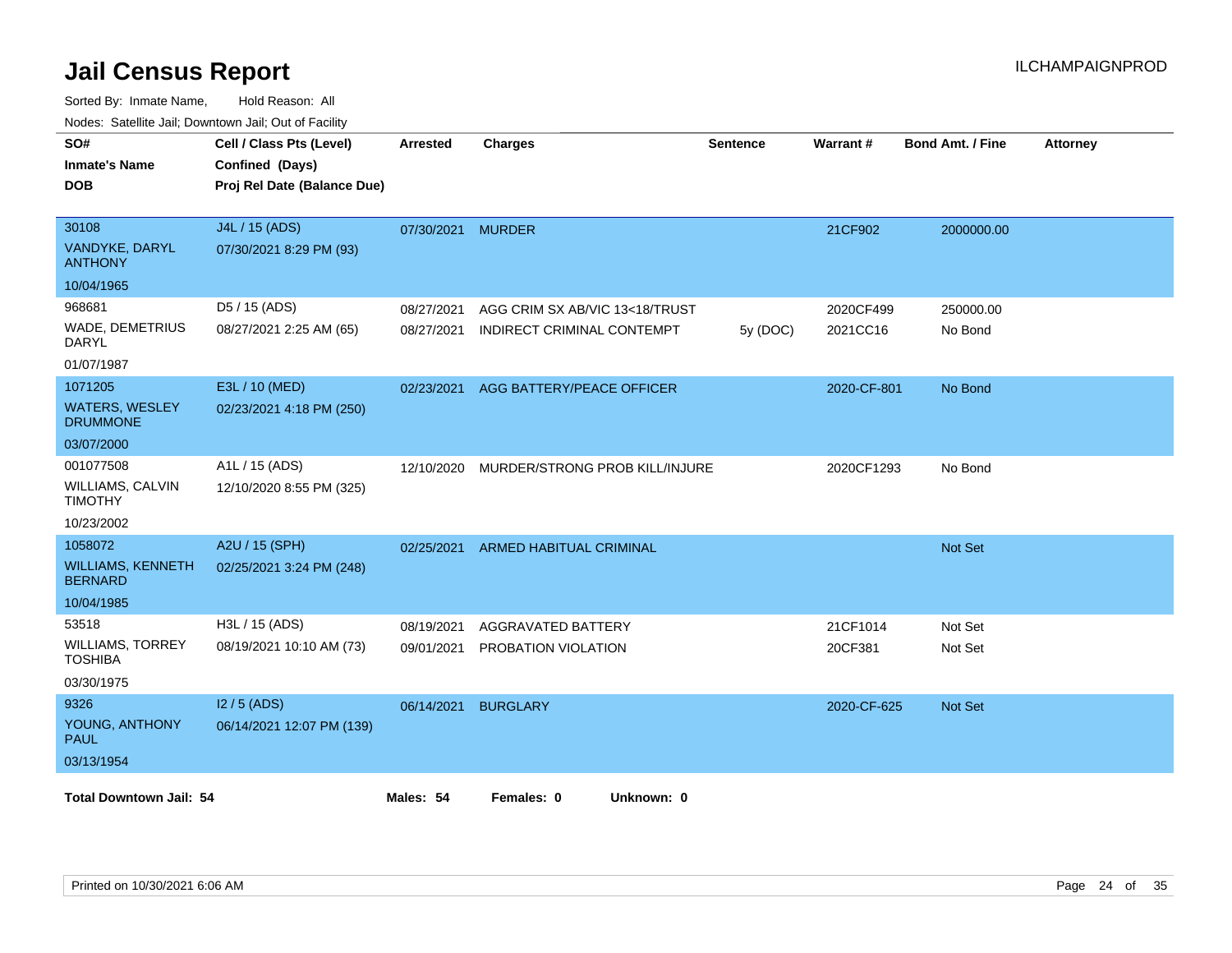# Jail Census Report

ILCHAMPAIGNPROD

Sorted By: Inmate Name, Hold Reason: All

Nodes: Satellite Jail; Downtown Jail; Out of Facility

| SO# / Inmate's Name / DOB | Cell / Class Pts (Level) / Confined (Days) / Proj Rel Date (Balance Due) | Arrested | Charges | Sentence | Warrant # | Bond Amt. / Fine | Attorney |
|---|---|---|---|---|---|---|---|
| 30108<br>VANDYKE, DARYL ANTHONY<br>10/04/1965 | J4L / 15 (ADS)<br>07/30/2021 8:29 PM (93) | 07/30/2021 | MURDER | | 21CF902 | 2000000.00 | |
| 968681<br>WADE, DEMETRIUS DARYL<br>01/07/1987 | D5 / 15 (ADS)<br>08/27/2021 2:25 AM (65) | 08/27/2021 | AGG CRIM SX AB/VIC 13<18/TRUST | | 2020CF499 | 250000.00 | |
| | | 08/27/2021 | INDIRECT CRIMINAL CONTEMPT | 5y (DOC) | 2021CC16 | No Bond | |
| 1071205<br>WATERS, WESLEY DRUMMONE<br>03/07/2000 | E3L / 10 (MED)<br>02/23/2021 4:18 PM (250) | 02/23/2021 | AGG BATTERY/PEACE OFFICER | | 2020-CF-801 | No Bond | |
| 001077508<br>WILLIAMS, CALVIN TIMOTHY<br>10/23/2002 | A1L / 15 (ADS)<br>12/10/2020 8:55 PM (325) | 12/10/2020 | MURDER/STRONG PROB KILL/INJURE | | 2020CF1293 | No Bond | |
| 1058072<br>WILLIAMS, KENNETH BERNARD<br>10/04/1985 | A2U / 15 (SPH)<br>02/25/2021 3:24 PM (248) | 02/25/2021 | ARMED HABITUAL CRIMINAL | | | Not Set | |
| 53518<br>WILLIAMS, TORREY TOSHIBA<br>03/30/1975 | H3L / 15 (ADS)<br>08/19/2021 10:10 AM (73) | 08/19/2021 | AGGRAVATED BATTERY | | 21CF1014 | Not Set | |
| | | 09/01/2021 | PROBATION VIOLATION | | 20CF381 | Not Set | |
| 9326<br>YOUNG, ANTHONY PAUL<br>03/13/1954 | I2 / 5 (ADS)<br>06/14/2021 12:07 PM (139) | 06/14/2021 | BURGLARY | | 2020-CF-625 | Not Set | |

**Total Downtown Jail: 54** **Males: 54** **Females: 0** **Unknown: 0**

Printed on 10/30/2021 6:06 AM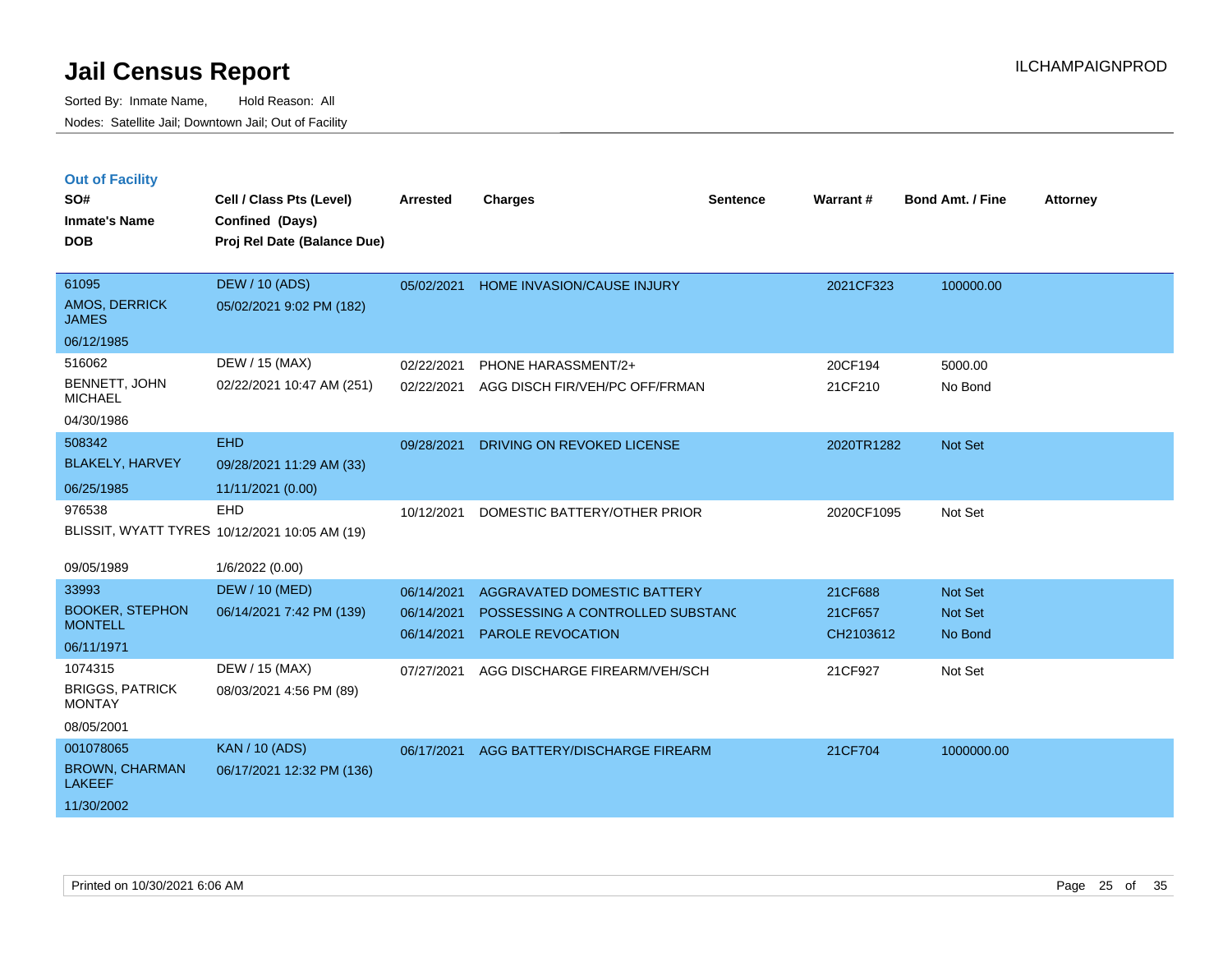# Jail Census Report

Sorted By: Inmate Name, Hold Reason: All

Nodes: Satellite Jail; Downtown Jail; Out of Facility

ILCHAMPAIGNPROD

## Out of Facility

| SO# / Inmate's Name / DOB | Cell / Class Pts (Level) / Confined (Days) / Proj Rel Date (Balance Due) | Arrested | Charges | Sentence | Warrant # | Bond Amt. / Fine | Attorney |
|---|---|---|---|---|---|---|---|
| 61095<br>AMOS, DERRICK JAMES<br>06/12/1985 | DEW / 10 (ADS)<br>05/02/2021 9:02 PM (182) | 05/02/2021 | HOME INVASION/CAUSE INJURY | | 2021CF323 | 100000.00 | |
| 516062<br>BENNETT, JOHN MICHAEL<br>04/30/1986 | DEW / 15 (MAX)<br>02/22/2021 10:47 AM (251) | 02/22/2021<br>02/22/2021 | PHONE HARASSMENT/2+<br>AGG DISCH FIR/VEH/PC OFF/FRMAN | | 20CF194<br>21CF210 | 5000.00<br>No Bond | |
| 508342<br>BLAKELY, HARVEY<br>06/25/1985 | EHD<br>09/28/2021 11:29 AM (33)<br>11/11/2021 (0.00) | 09/28/2021 | DRIVING ON REVOKED LICENSE | | 2020TR1282 | Not Set | |
| 976538<br>BLISSIT, WYATT TYRES<br>09/05/1989 | EHD<br>10/12/2021 10:05 AM (19)<br>1/6/2022 (0.00) | 10/12/2021 | DOMESTIC BATTERY/OTHER PRIOR | | 2020CF1095 | Not Set | |
| 33993<br>BOOKER, STEPHON MONTELL<br>06/11/1971 | DEW / 10 (MED)<br>06/14/2021 7:42 PM (139) | 06/14/2021<br>06/14/2021<br>06/14/2021 | AGGRAVATED DOMESTIC BATTERY<br>POSSESSING A CONTROLLED SUBSTANC<br>PAROLE REVOCATION | | 21CF688<br>21CF657<br>CH2103612 | Not Set<br>Not Set<br>No Bond | |
| 1074315<br>BRIGGS, PATRICK MONTAY<br>08/05/2001 | DEW / 15 (MAX)<br>08/03/2021 4:56 PM (89) | 07/27/2021 | AGG DISCHARGE FIREARM/VEH/SCH | | 21CF927 | Not Set | |
| 001078065<br>BROWN, CHARMAN LAKEEF<br>11/30/2002 | KAN / 10 (ADS)<br>06/17/2021 12:32 PM (136) | 06/17/2021 | AGG BATTERY/DISCHARGE FIREARM | | 21CF704 | 1000000.00 | |

Printed on 10/30/2021 6:06 AM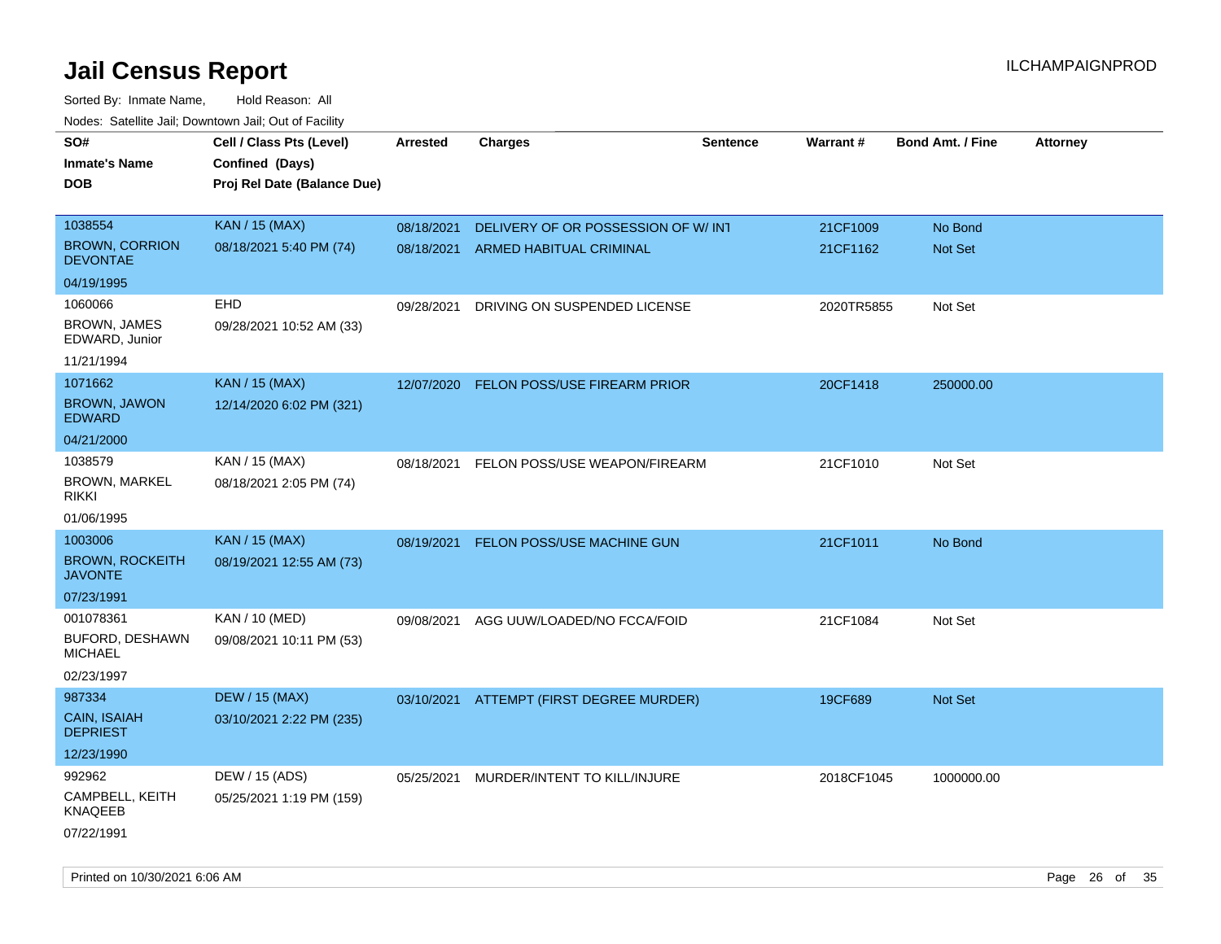# Jail Census Report

ILCHAMPAIGNPROD

Sorted By: Inmate Name, Hold Reason: All

Nodes: Satellite Jail; Downtown Jail; Out of Facility

| SO# / Inmate's Name / DOB | Cell / Class Pts (Level) / Confined (Days) / Proj Rel Date (Balance Due) | Arrested | Charges | Sentence | Warrant # | Bond Amt. / Fine | Attorney |
|---|---|---|---|---|---|---|---|
| 1038554<br>BROWN, CORRION DEVONTAE<br>04/19/1995 | KAN / 15 (MAX)<br>08/18/2021 5:40 PM (74) | 08/18/2021<br>08/18/2021 | DELIVERY OF OR POSSESSION OF W/ INT<br>ARMED HABITUAL CRIMINAL | | 21CF1009<br>21CF1162 | No Bond<br>Not Set | |
| 1060066<br>BROWN, JAMES EDWARD, Junior<br>11/21/1994 | EHD<br>09/28/2021 10:52 AM (33) | 09/28/2021 | DRIVING ON SUSPENDED LICENSE | | 2020TR5855 | Not Set | |
| 1071662<br>BROWN, JAWON EDWARD<br>04/21/2000 | KAN / 15 (MAX)<br>12/14/2020 6:02 PM (321) | 12/07/2020 | FELON POSS/USE FIREARM PRIOR | | 20CF1418 | 250000.00 | |
| 1038579<br>BROWN, MARKEL RIKKI<br>01/06/1995 | KAN / 15 (MAX)<br>08/18/2021 2:05 PM (74) | 08/18/2021 | FELON POSS/USE WEAPON/FIREARM | | 21CF1010 | Not Set | |
| 1003006<br>BROWN, ROCKEITH JAVONTE<br>07/23/1991 | KAN / 15 (MAX)<br>08/19/2021 12:55 AM (73) | 08/19/2021 | FELON POSS/USE MACHINE GUN | | 21CF1011 | No Bond | |
| 001078361<br>BUFORD, DESHAWN MICHAEL<br>02/23/1997 | KAN / 10 (MED)<br>09/08/2021 10:11 PM (53) | 09/08/2021 | AGG UUW/LOADED/NO FCCA/FOID | | 21CF1084 | Not Set | |
| 987334<br>CAIN, ISAIAH DEPRIEST<br>12/23/1990 | DEW / 15 (MAX)<br>03/10/2021 2:22 PM (235) | 03/10/2021 | ATTEMPT (FIRST DEGREE MURDER) | | 19CF689 | Not Set | |
| 992962<br>CAMPBELL, KEITH KNAQEEB<br>07/22/1991 | DEW / 15 (ADS)<br>05/25/2021 1:19 PM (159) | 05/25/2021 | MURDER/INTENT TO KILL/INJURE | | 2018CF1045 | 1000000.00 | |

Printed on 10/30/2021 6:06 AM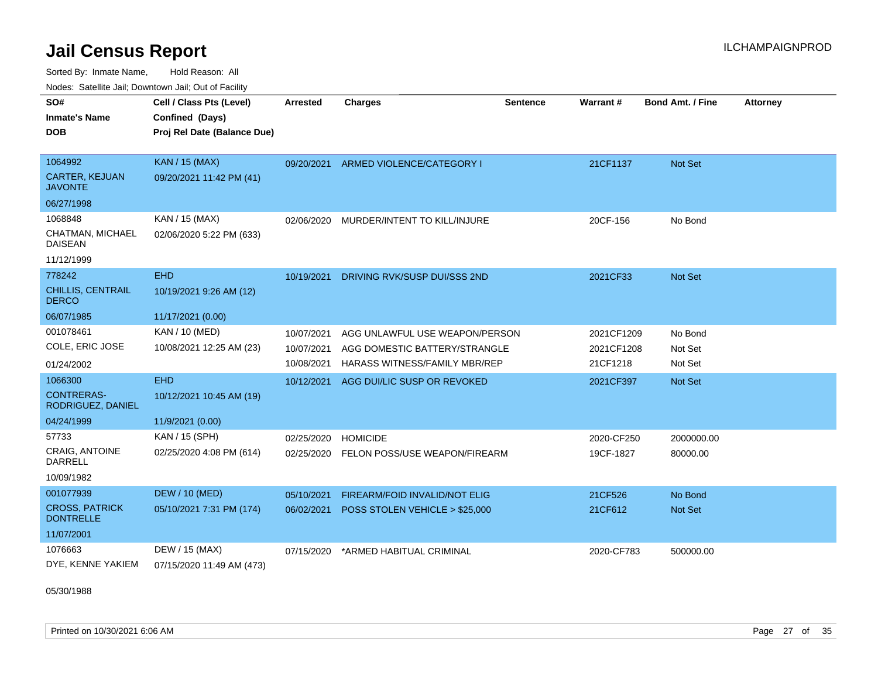# Jail Census Report

Sorted By: Inmate Name, Hold Reason: All

Nodes: Satellite Jail; Downtown Jail; Out of Facility

| SO# / Inmate's Name / DOB | Cell / Class Pts (Level) / Confined (Days) / Proj Rel Date (Balance Due) | Arrested | Charges | Sentence | Warrant # | Bond Amt. / Fine | Attorney |
|---|---|---|---|---|---|---|---|
| 1064992<br>CARTER, KEJUAN JAVONTE<br>06/27/1998 | KAN / 15 (MAX)<br>09/20/2021 11:42 PM (41) | 09/20/2021 | ARMED VIOLENCE/CATEGORY I | | 21CF1137 | Not Set | |
| 1068848<br>CHATMAN, MICHAEL DAISEAN<br>11/12/1999 | KAN / 15 (MAX)<br>02/06/2020 5:22 PM (633) | 02/06/2020 | MURDER/INTENT TO KILL/INJURE | | 20CF-156 | No Bond | |
| 778242<br>CHILLIS, CENTRAIL DERCO<br>06/07/1985 | EHD<br>10/19/2021 9:26 AM (12)<br>11/17/2021 (0.00) | 10/19/2021 | DRIVING RVK/SUSP DUI/SSS 2ND | | 2021CF33 | Not Set | |
| 001078461<br>COLE, ERIC JOSE<br>01/24/2002 | KAN / 10 (MED)<br>10/08/2021 12:25 AM (23) | 10/07/2021<br>10/07/2021<br>10/08/2021 | AGG UNLAWFUL USE WEAPON/PERSON<br>AGG DOMESTIC BATTERY/STRANGLE<br>HARASS WITNESS/FAMILY MBR/REP | | 2021CF1209<br>2021CF1208<br>21CF1218 | No Bond<br>Not Set<br>Not Set | |
| 1066300<br>CONTRERAS-RODRIGUEZ, DANIEL<br>04/24/1999 | EHD<br>10/12/2021 10:45 AM (19)<br>11/9/2021 (0.00) | 10/12/2021 | AGG DUI/LIC SUSP OR REVOKED | | 2021CF397 | Not Set | |
| 57733<br>CRAIG, ANTOINE DARRELL<br>10/09/1982 | KAN / 15 (SPH)<br>02/25/2020 4:08 PM (614) | 02/25/2020<br>02/25/2020 | HOMICIDE<br>FELON POSS/USE WEAPON/FIREARM | | 2020-CF250<br>19CF-1827 | 2000000.00<br>80000.00 | |
| 001077939<br>CROSS, PATRICK DONTRELLE<br>11/07/2001 | DEW / 10 (MED)<br>05/10/2021 7:31 PM (174) | 05/10/2021<br>06/02/2021 | FIREARM/FOID INVALID/NOT ELIG<br>POSS STOLEN VEHICLE > $25,000 | | 21CF526<br>21CF612 | No Bond<br>Not Set | |
| 1076663<br>DYE, KENNE YAKIEM<br>05/30/1988 | DEW / 15 (MAX)<br>07/15/2020 11:49 AM (473) | 07/15/2020 | *ARMED HABITUAL CRIMINAL | | 2020-CF783 | 500000.00 | |

Printed on 10/30/2021 6:06 AM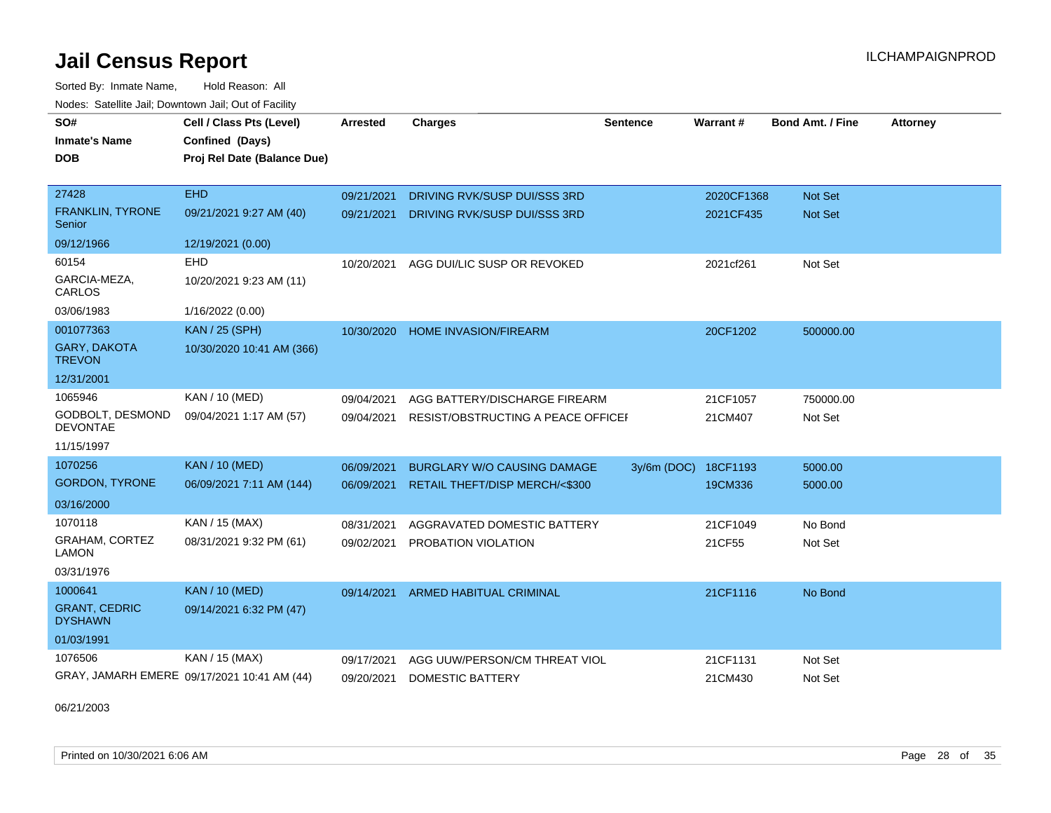# Jail Census Report

ILCHAMPAIGNPROD

Sorted By: Inmate Name, Hold Reason: All

Nodes: Satellite Jail; Downtown Jail; Out of Facility

| SO# / Inmate's Name / DOB | Cell / Class Pts (Level) / Confined (Days) / Proj Rel Date (Balance Due) | Arrested | Charges | Sentence | Warrant # | Bond Amt. / Fine | Attorney |
|---|---|---|---|---|---|---|---|
| 27428 | EHD | 09/21/2021 | DRIVING RVK/SUSP DUI/SSS 3RD | | 2020CF1368 | Not Set | |
| FRANKLIN, TYRONE Senior | 09/21/2021 9:27 AM (40) | 09/21/2021 | DRIVING RVK/SUSP DUI/SSS 3RD | | 2021CF435 | Not Set | |
| 09/12/1966 | 12/19/2021 (0.00) | | | | | | |
| 60154 | EHD | 10/20/2021 | AGG DUI/LIC SUSP OR REVOKED | | 2021cf261 | Not Set | |
| GARCIA-MEZA, CARLOS | 10/20/2021 9:23 AM (11) | | | | | | |
| 03/06/1983 | 1/16/2022 (0.00) | | | | | | |
| 001077363 | KAN / 25 (SPH) | 10/30/2020 | HOME INVASION/FIREARM | | 20CF1202 | 500000.00 | |
| GARY, DAKOTA TREVON | 10/30/2020 10:41 AM (366) | | | | | | |
| 12/31/2001 | | | | | | | |
| 1065946 | KAN / 10 (MED) | 09/04/2021 | AGG BATTERY/DISCHARGE FIREARM | | 21CF1057 | 750000.00 | |
| GODBOLT, DESMOND DEVONTAE | 09/04/2021 1:17 AM (57) | 09/04/2021 | RESIST/OBSTRUCTING A PEACE OFFICEI | | 21CM407 | Not Set | |
| 11/15/1997 | | | | | | | |
| 1070256 | KAN / 10 (MED) | 06/09/2021 | BURGLARY W/O CAUSING DAMAGE | 3y/6m (DOC) | 18CF1193 | 5000.00 | |
| GORDON, TYRONE | 06/09/2021 7:11 AM (144) | 06/09/2021 | RETAIL THEFT/DISP MERCH/<$300 | | 19CM336 | 5000.00 | |
| 03/16/2000 | | | | | | | |
| 1070118 | KAN / 15 (MAX) | 08/31/2021 | AGGRAVATED DOMESTIC BATTERY | | 21CF1049 | No Bond | |
| GRAHAM, CORTEZ LAMON | 08/31/2021 9:32 PM (61) | 09/02/2021 | PROBATION VIOLATION | | 21CF55 | Not Set | |
| 03/31/1976 | | | | | | | |
| 1000641 | KAN / 10 (MED) | 09/14/2021 | ARMED HABITUAL CRIMINAL | | 21CF1116 | No Bond | |
| GRANT, CEDRIC DYSHAWN | 09/14/2021 6:32 PM (47) | | | | | | |
| 01/03/1991 | | | | | | | |
| 1076506 | KAN / 15 (MAX) | 09/17/2021 | AGG UUW/PERSON/CM THREAT VIOL | | 21CF1131 | Not Set | |
| GRAY, JAMARH EMERE | 09/17/2021 10:41 AM (44) | 09/20/2021 | DOMESTIC BATTERY | | 21CM430 | Not Set | |
| 06/21/2003 | | | | | | | |

Printed on 10/30/2021 6:06 AM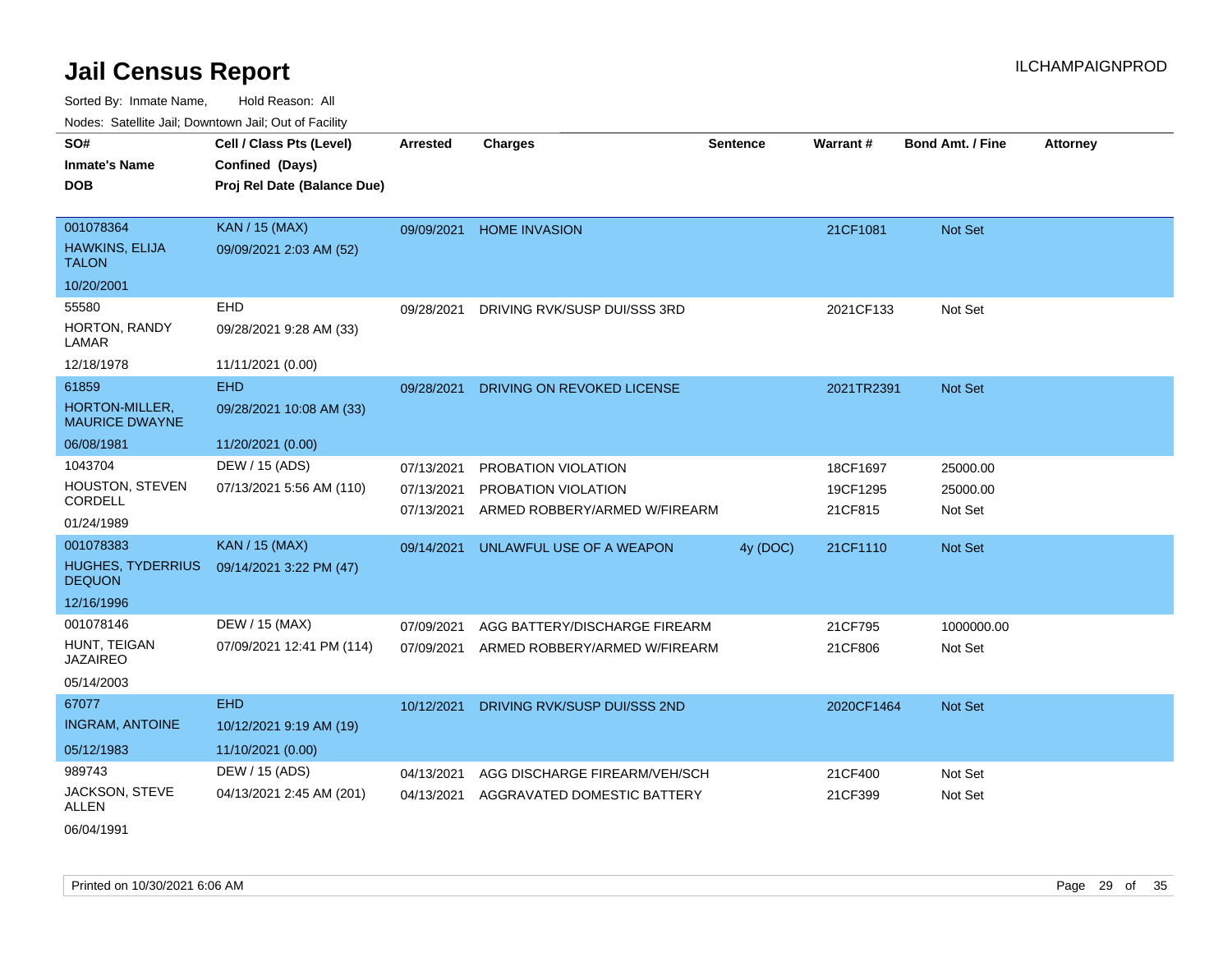# Jail Census Report

Sorted By: Inmate Name, Hold Reason: All

Nodes: Satellite Jail; Downtown Jail; Out of Facility

| SO# / Inmate's Name / DOB | Cell / Class Pts (Level) / Confined (Days) / Proj Rel Date (Balance Due) | Arrested | Charges | Sentence | Warrant # | Bond Amt. / Fine | Attorney |
|---|---|---|---|---|---|---|---|
| 001078364<br>HAWKINS, ELIJA TALON<br>10/20/2001 | KAN / 15 (MAX)<br>09/09/2021 2:03 AM (52) | 09/09/2021 | HOME INVASION | | 21CF1081 | Not Set | |
| 55580<br>HORTON, RANDY LAMAR<br>12/18/1978 | EHD<br>09/28/2021 9:28 AM (33)<br>11/11/2021 (0.00) | 09/28/2021 | DRIVING RVK/SUSP DUI/SSS 3RD | | 2021CF133 | Not Set | |
| 61859<br>HORTON-MILLER, MAURICE DWAYNE<br>06/08/1981 | EHD<br>09/28/2021 10:08 AM (33)<br>11/20/2021 (0.00) | 09/28/2021 | DRIVING ON REVOKED LICENSE | | 2021TR2391 | Not Set | |
| 1043704<br>HOUSTON, STEVEN CORDELL<br>01/24/1989 | DEW / 15 (ADS)<br>07/13/2021 5:56 AM (110) | 07/13/2021<br>07/13/2021<br>07/13/2021 | PROBATION VIOLATION<br>PROBATION VIOLATION<br>ARMED ROBBERY/ARMED W/FIREARM | | 18CF1697<br>19CF1295<br>21CF815 | 25000.00<br>25000.00<br>Not Set | |
| 001078383<br>HUGHES, TYDERRIUS DEQUON<br>12/16/1996 | KAN / 15 (MAX)<br>09/14/2021 3:22 PM (47) | 09/14/2021 | UNLAWFUL USE OF A WEAPON | 4y (DOC) | 21CF1110 | Not Set | |
| 001078146<br>HUNT, TEIGAN JAZAIREO<br>05/14/2003 | DEW / 15 (MAX)<br>07/09/2021 12:41 PM (114) | 07/09/2021<br>07/09/2021 | AGG BATTERY/DISCHARGE FIREARM<br>ARMED ROBBERY/ARMED W/FIREARM | | 21CF795<br>21CF806 | 1000000.00<br>Not Set | |
| 67077<br>INGRAM, ANTOINE<br>05/12/1983 | EHD<br>10/12/2021 9:19 AM (19)<br>11/10/2021 (0.00) | 10/12/2021 | DRIVING RVK/SUSP DUI/SSS 2ND | | 2020CF1464 | Not Set | |
| 989743<br>JACKSON, STEVE ALLEN<br>06/04/1991 | DEW / 15 (ADS)<br>04/13/2021 2:45 AM (201) | 04/13/2021<br>04/13/2021 | AGG DISCHARGE FIREARM/VEH/SCH<br>AGGRAVATED DOMESTIC BATTERY | | 21CF400<br>21CF399 | Not Set<br>Not Set | |

Printed on 10/30/2021 6:06 AM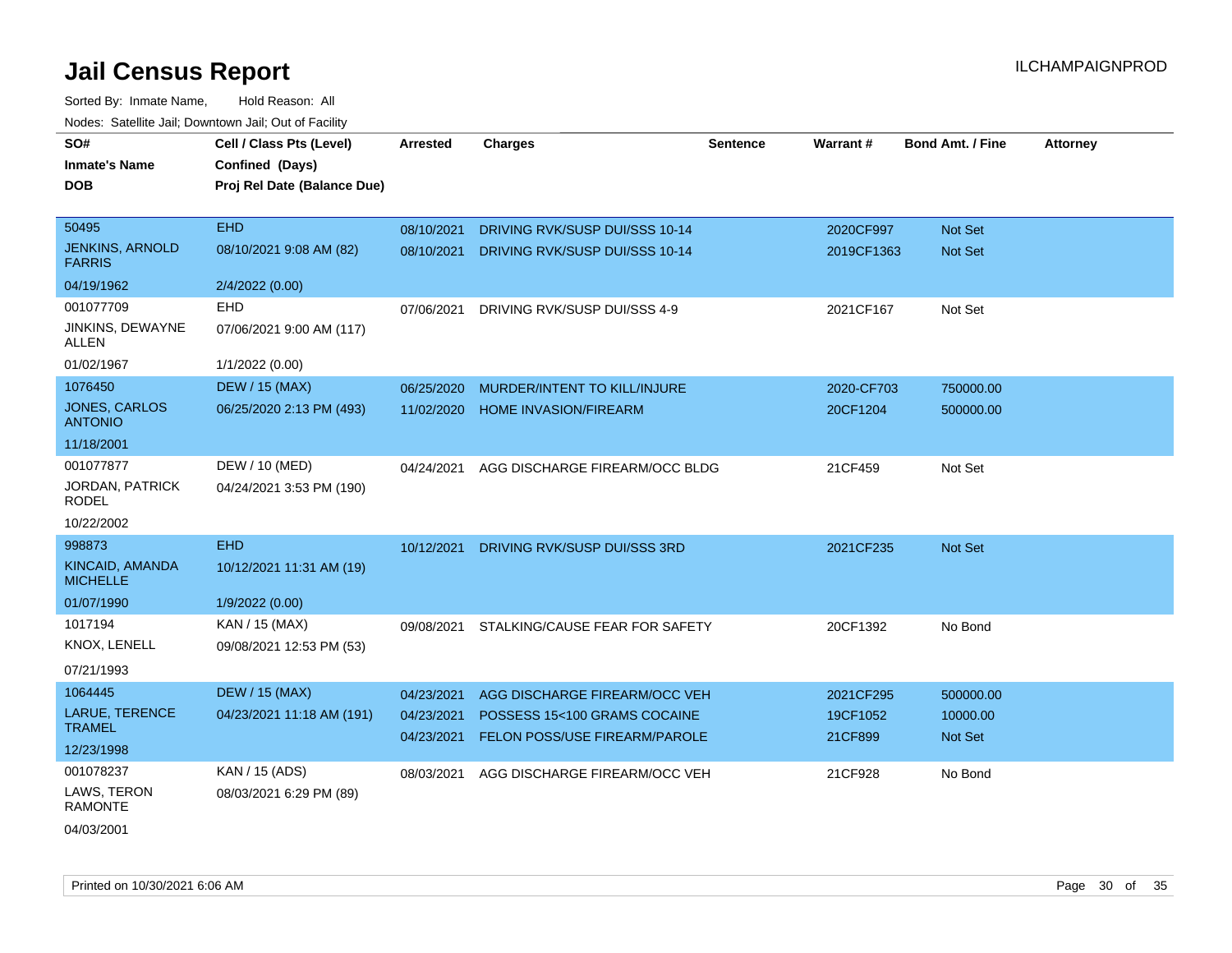# Jail Census Report

Sorted By: Inmate Name, Hold Reason: All

Nodes: Satellite Jail; Downtown Jail; Out of Facility

| SO# / Inmate's Name / DOB | Cell / Class Pts (Level) / Confined (Days) / Proj Rel Date (Balance Due) | Arrested | Charges | Sentence | Warrant # | Bond Amt. / Fine | Attorney |
|---|---|---|---|---|---|---|---|
| 50495<br>JENKINS, ARNOLD FARRIS<br>04/19/1962 | EHD<br>08/10/2021 9:08 AM (82)<br>2/4/2022 (0.00) | 08/10/2021<br>08/10/2021 | DRIVING RVK/SUSP DUI/SSS 10-14<br>DRIVING RVK/SUSP DUI/SSS 10-14 | | 2020CF997<br>2019CF1363 | Not Set<br>Not Set | |
| 001077709<br>JINKINS, DEWAYNE ALLEN<br>01/02/1967 | EHD<br>07/06/2021 9:00 AM (117)<br>1/1/2022 (0.00) | 07/06/2021 | DRIVING RVK/SUSP DUI/SSS 4-9 | | 2021CF167 | Not Set | |
| 1076450<br>JONES, CARLOS ANTONIO<br>11/18/2001 | DEW / 15 (MAX)<br>06/25/2020 2:13 PM (493) | 06/25/2020<br>11/02/2020 | MURDER/INTENT TO KILL/INJURE<br>HOME INVASION/FIREARM | | 2020-CF703<br>20CF1204 | 750000.00<br>500000.00 | |
| 001077877<br>JORDAN, PATRICK RODEL<br>10/22/2002 | DEW / 10 (MED)<br>04/24/2021 3:53 PM (190) | 04/24/2021 | AGG DISCHARGE FIREARM/OCC BLDG | | 21CF459 | Not Set | |
| 998873<br>KINCAID, AMANDA MICHELLE<br>01/07/1990 | EHD<br>10/12/2021 11:31 AM (19)<br>1/9/2022 (0.00) | 10/12/2021 | DRIVING RVK/SUSP DUI/SSS 3RD | | 2021CF235 | Not Set | |
| 1017194<br>KNOX, LENELL<br>07/21/1993 | KAN / 15 (MAX)<br>09/08/2021 12:53 PM (53) | 09/08/2021 | STALKING/CAUSE FEAR FOR SAFETY | | 20CF1392 | No Bond | |
| 1064445<br>LARUE, TERENCE TRAMEL<br>12/23/1998 | DEW / 15 (MAX)<br>04/23/2021 11:18 AM (191) | 04/23/2021<br>04/23/2021<br>04/23/2021 | AGG DISCHARGE FIREARM/OCC VEH<br>POSSESS 15<100 GRAMS COCAINE<br>FELON POSS/USE FIREARM/PAROLE | | 2021CF295<br>19CF1052<br>21CF899 | 500000.00<br>10000.00<br>Not Set | |
| 001078237<br>LAWS, TERON RAMONTE<br>04/03/2001 | KAN / 15 (ADS)<br>08/03/2021 6:29 PM (89) | 08/03/2021 | AGG DISCHARGE FIREARM/OCC VEH | | 21CF928 | No Bond | |

Printed on 10/30/2021 6:06 AM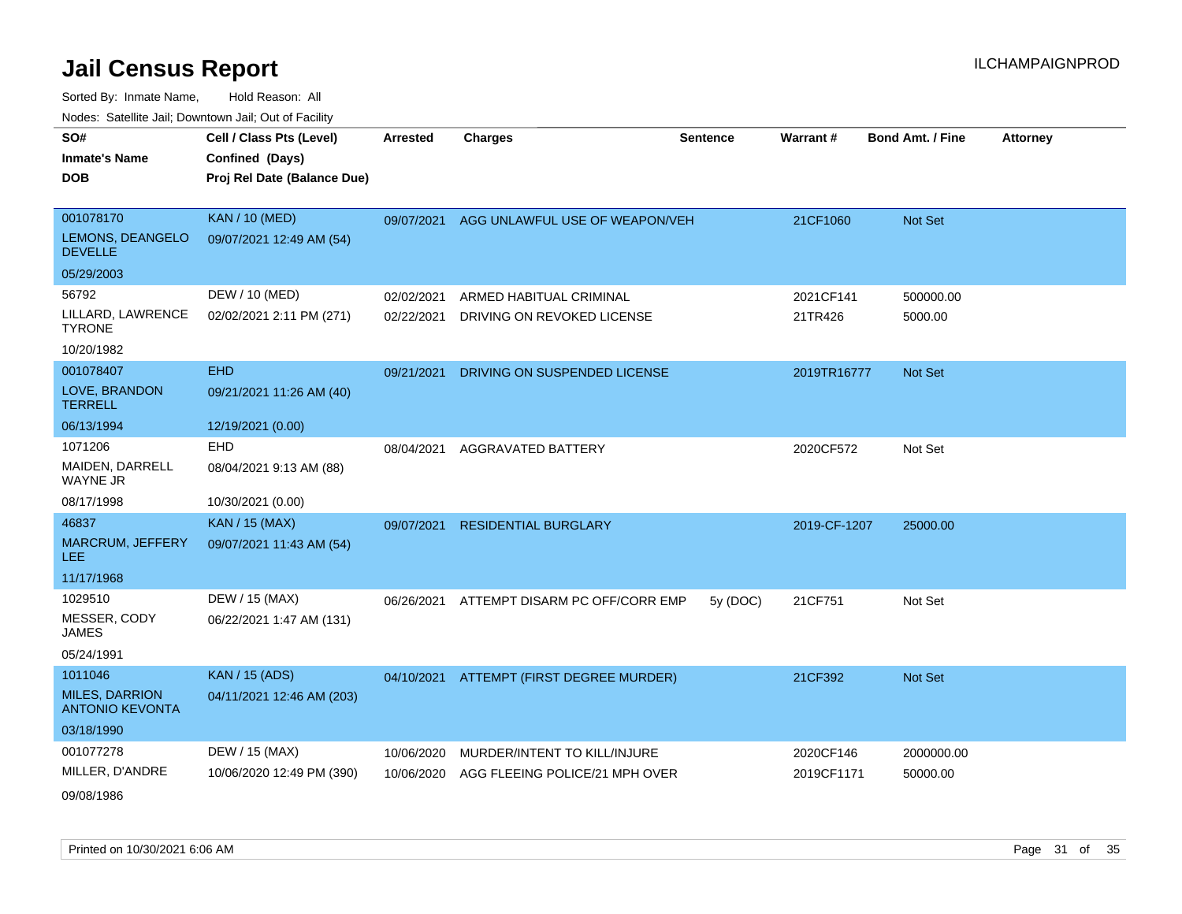# Jail Census Report

ILCHAMPAIGNPROD

Sorted By: Inmate Name, Hold Reason: All

Nodes: Satellite Jail; Downtown Jail; Out of Facility

| SO# / Inmate's Name / DOB | Cell / Class Pts (Level) / Confined (Days) / Proj Rel Date (Balance Due) | Arrested | Charges | Sentence | Warrant # | Bond Amt. / Fine | Attorney |
|---|---|---|---|---|---|---|---|
| 001078170 LEMONS, DEANGELO DEVELLE 05/29/2003 | KAN / 10 (MED) 09/07/2021 12:49 AM (54) | 09/07/2021 | AGG UNLAWFUL USE OF WEAPON/VEH | | 21CF1060 | Not Set | |
| 56792 LILLARD, LAWRENCE TYRONE 10/20/1982 | DEW / 10 (MED) 02/02/2021 2:11 PM (271) | 02/02/2021 | ARMED HABITUAL CRIMINAL | | 2021CF141 | 500000.00 | |
| | | 02/22/2021 | DRIVING ON REVOKED LICENSE | | 21TR426 | 5000.00 | |
| 001078407 LOVE, BRANDON TERRELL 06/13/1994 | EHD 09/21/2021 11:26 AM (40) 12/19/2021 (0.00) | 09/21/2021 | DRIVING ON SUSPENDED LICENSE | | 2019TR16777 | Not Set | |
| 1071206 MAIDEN, DARRELL WAYNE JR 08/17/1998 | EHD 08/04/2021 9:13 AM (88) 10/30/2021 (0.00) | 08/04/2021 | AGGRAVATED BATTERY | | 2020CF572 | Not Set | |
| 46837 MARCRUM, JEFFERY LEE 11/17/1968 | KAN / 15 (MAX) 09/07/2021 11:43 AM (54) | 09/07/2021 | RESIDENTIAL BURGLARY | | 2019-CF-1207 | 25000.00 | |
| 1029510 MESSER, CODY JAMES 05/24/1991 | DEW / 15 (MAX) 06/22/2021 1:47 AM (131) | 06/26/2021 | ATTEMPT DISARM PC OFF/CORR EMP | 5y (DOC) | 21CF751 | Not Set | |
| 1011046 MILES, DARRION ANTONIO KEVONTA 03/18/1990 | KAN / 15 (ADS) 04/11/2021 12:46 AM (203) | 04/10/2021 | ATTEMPT (FIRST DEGREE MURDER) | | 21CF392 | Not Set | |
| 001077278 MILLER, D'ANDRE 09/08/1986 | DEW / 15 (MAX) 10/06/2020 12:49 PM (390) | 10/06/2020 | MURDER/INTENT TO KILL/INJURE | | 2020CF146 | 2000000.00 | |
| | | 10/06/2020 | AGG FLEEING POLICE/21 MPH OVER | | 2019CF1171 | 50000.00 | |

Printed on 10/30/2021 6:06 AM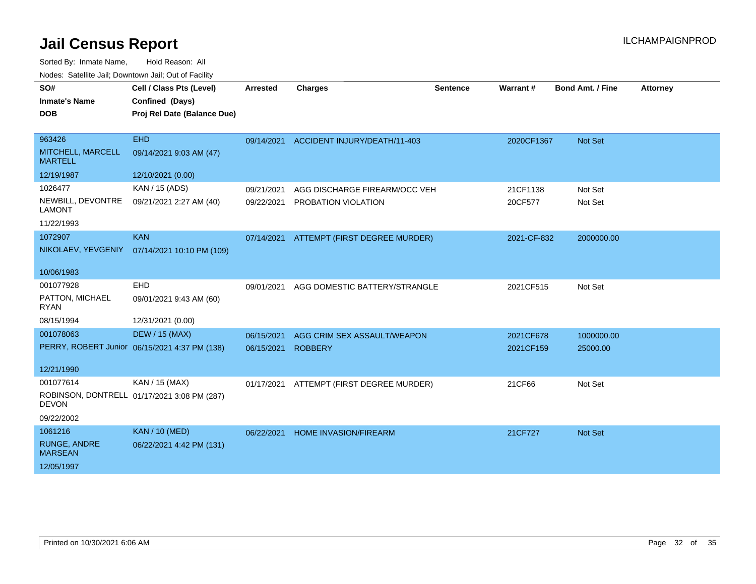# Jail Census Report

ILCHAMPAIGNPROD

Sorted By: Inmate Name, Hold Reason: All

Nodes: Satellite Jail; Downtown Jail; Out of Facility

| SO# / Inmate's Name / DOB | Cell / Class Pts (Level) / Confined (Days) / Proj Rel Date (Balance Due) | Arrested | Charges | Sentence | Warrant # | Bond Amt. / Fine | Attorney |
|---|---|---|---|---|---|---|---|
| 963426<br>MITCHELL, MARCELL MARTELL<br>12/19/1987 | EHD<br>09/14/2021 9:03 AM (47)<br>12/10/2021 (0.00) | 09/14/2021 | ACCIDENT INJURY/DEATH/11-403 | | 2020CF1367 | Not Set | |
| 1026477<br>NEWBILL, DEVONTRE LAMONT<br>11/22/1993 | KAN / 15 (ADS)<br>09/21/2021 2:27 AM (40) | 09/21/2021 | AGG DISCHARGE FIREARM/OCC VEH | | 21CF1138 | Not Set | |
| | | 09/22/2021 | PROBATION VIOLATION | | 20CF577 | Not Set | |
| 1072907<br>NIKOLAEV, YEVGENIY<br>10/06/1983 | KAN<br>07/14/2021 10:10 PM (109) | 07/14/2021 | ATTEMPT (FIRST DEGREE MURDER) | | 2021-CF-832 | 2000000.00 | |
| 001077928<br>PATTON, MICHAEL RYAN<br>08/15/1994 | EHD<br>09/01/2021 9:43 AM (60)<br>12/31/2021 (0.00) | 09/01/2021 | AGG DOMESTIC BATTERY/STRANGLE | | 2021CF515 | Not Set | |
| 001078063<br>PERRY, ROBERT Junior<br>12/21/1990 | DEW / 15 (MAX)<br>06/15/2021 4:37 PM (138) | 06/15/2021 | AGG CRIM SEX ASSAULT/WEAPON | | 2021CF678 | 1000000.00 | |
| | | 06/15/2021 | ROBBERY | | 2021CF159 | 25000.00 | |
| 001077614<br>ROBINSON, DONTRELL DEVON<br>09/22/2002 | KAN / 15 (MAX)<br>01/17/2021 3:08 PM (287) | 01/17/2021 | ATTEMPT (FIRST DEGREE MURDER) | | 21CF66 | Not Set | |
| 1061216<br>RUNGE, ANDRE MARSEAN<br>12/05/1997 | KAN / 10 (MED)<br>06/22/2021 4:42 PM (131) | 06/22/2021 | HOME INVASION/FIREARM | | 21CF727 | Not Set | |

Printed on 10/30/2021 6:06 AM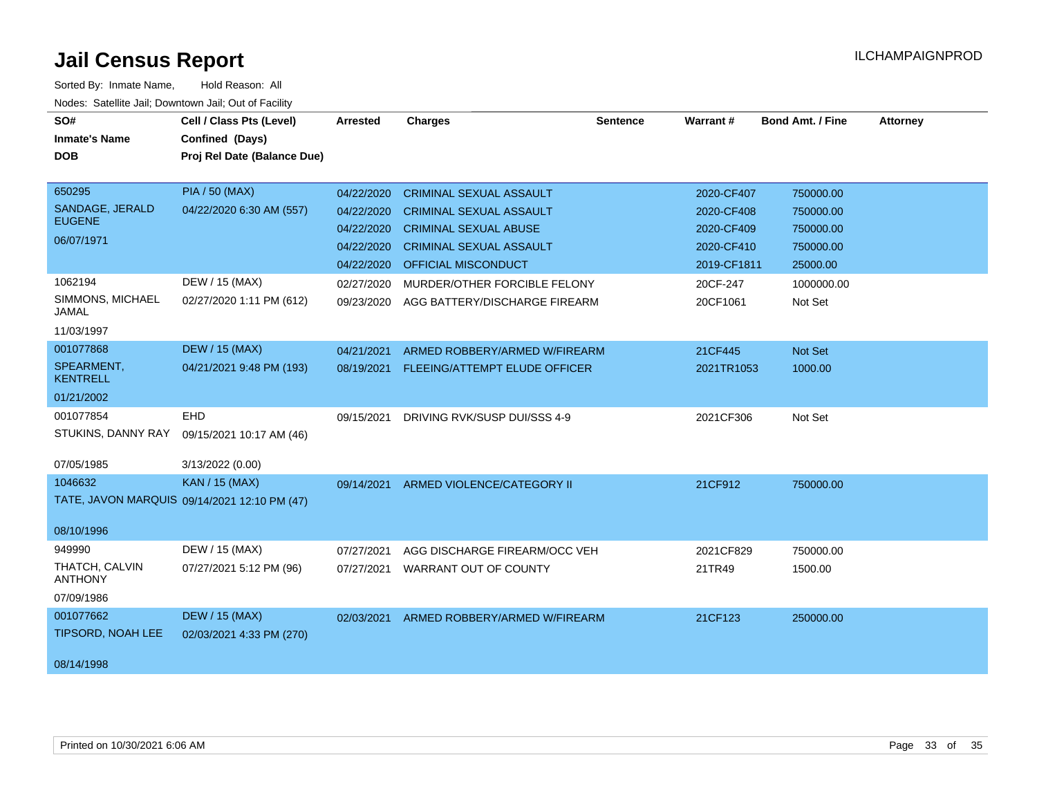# Jail Census Report

ILCHAMPAIGNPROD

Sorted By: Inmate Name, Hold Reason: All

Nodes: Satellite Jail; Downtown Jail; Out of Facility

| SO# / Inmate's Name / DOB | Cell / Class Pts (Level) / Confined (Days) / Proj Rel Date (Balance Due) | Arrested | Charges | Sentence | Warrant # | Bond Amt. / Fine | Attorney |
|---|---|---|---|---|---|---|---|
| 650295 SANDAGE, JERALD EUGENE 06/07/1971 | PIA / 50 (MAX) 04/22/2020 6:30 AM (557) | 04/22/2020 | CRIMINAL SEXUAL ASSAULT | | 2020-CF407 | 750000.00 | |
| | | 04/22/2020 | CRIMINAL SEXUAL ASSAULT | | 2020-CF408 | 750000.00 | |
| | | 04/22/2020 | CRIMINAL SEXUAL ABUSE | | 2020-CF409 | 750000.00 | |
| | | 04/22/2020 | CRIMINAL SEXUAL ASSAULT | | 2020-CF410 | 750000.00 | |
| | | 04/22/2020 | OFFICIAL MISCONDUCT | | 2019-CF1811 | 25000.00 | |
| 1062194 SIMMONS, MICHAEL JAMAL 11/03/1997 | DEW / 15 (MAX) 02/27/2020 1:11 PM (612) | 02/27/2020 | MURDER/OTHER FORCIBLE FELONY | | 20CF-247 | 1000000.00 | |
| | | 09/23/2020 | AGG BATTERY/DISCHARGE FIREARM | | 20CF1061 | Not Set | |
| 001077868 SPEARMENT, KENTRELL 01/21/2002 | DEW / 15 (MAX) 04/21/2021 9:48 PM (193) | 04/21/2021 | ARMED ROBBERY/ARMED W/FIREARM | | 21CF445 | Not Set | |
| | | 08/19/2021 | FLEEING/ATTEMPT ELUDE OFFICER | | 2021TR1053 | 1000.00 | |
| 001077854 STUKINS, DANNY RAY 07/05/1985 | EHD 09/15/2021 10:17 AM (46) 3/13/2022 (0.00) | 09/15/2021 | DRIVING RVK/SUSP DUI/SSS 4-9 | | 2021CF306 | Not Set | |
| 1046632 TATE, JAVON MARQUIS 08/10/1996 | KAN / 15 (MAX) 09/14/2021 12:10 PM (47) | 09/14/2021 | ARMED VIOLENCE/CATEGORY II | | 21CF912 | 750000.00 | |
| 949990 THATCH, CALVIN ANTHONY 07/09/1986 | DEW / 15 (MAX) 07/27/2021 5:12 PM (96) | 07/27/2021 | AGG DISCHARGE FIREARM/OCC VEH | | 2021CF829 | 750000.00 | |
| | | 07/27/2021 | WARRANT OUT OF COUNTY | | 21TR49 | 1500.00 | |
| 001077662 TIPSORD, NOAH LEE 08/14/1998 | DEW / 15 (MAX) 02/03/2021 4:33 PM (270) | 02/03/2021 | ARMED ROBBERY/ARMED W/FIREARM | | 21CF123 | 250000.00 | |

Printed on 10/30/2021 6:06 AM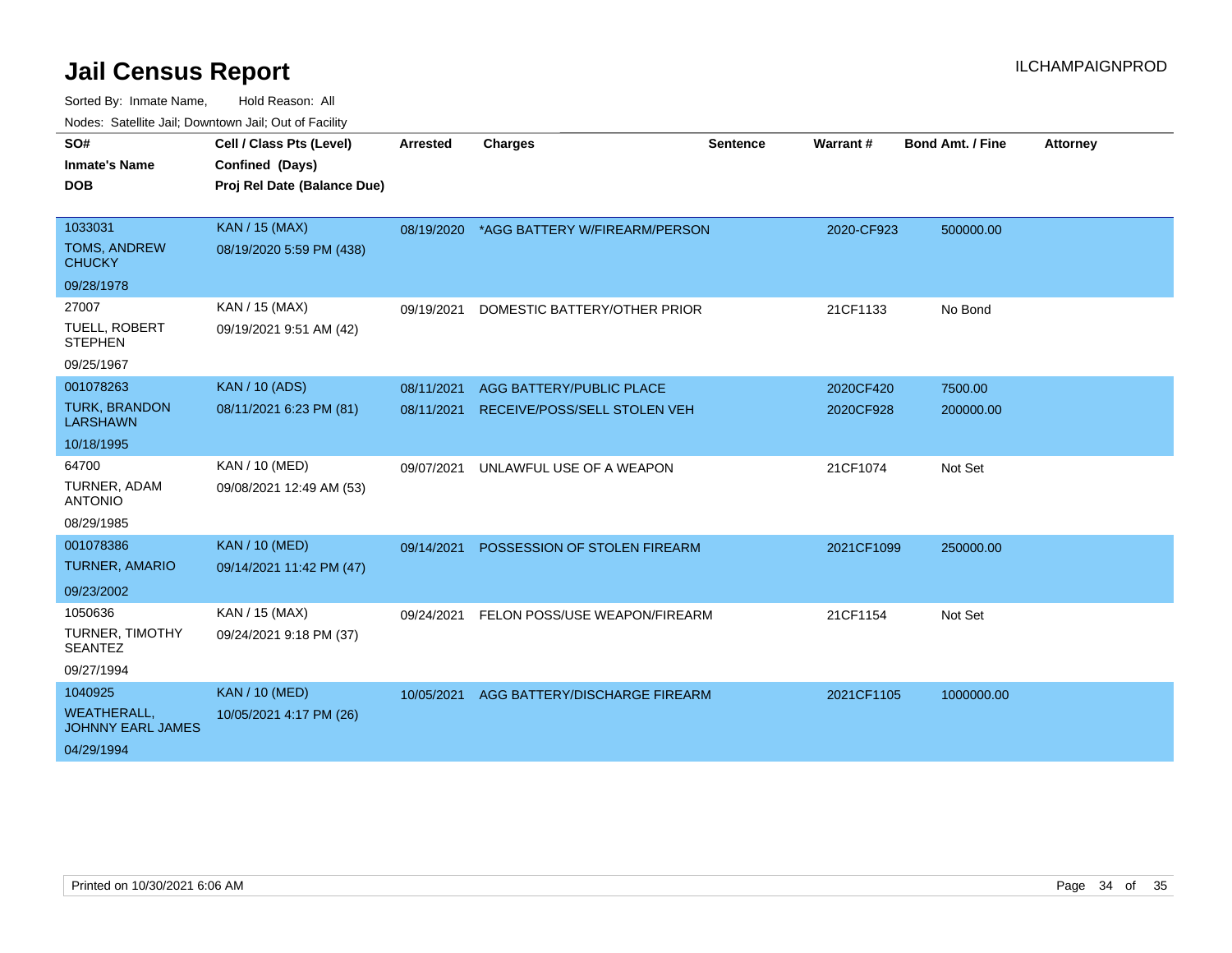# Jail Census Report

ILCHAMPAIGNPROD

Sorted By: Inmate Name, Hold Reason: All

Nodes: Satellite Jail; Downtown Jail; Out of Facility

| SO#<br>Inmate's Name<br>DOB | Cell / Class Pts (Level)<br>Confined (Days)<br>Proj Rel Date (Balance Due) | Arrested | Charges | Sentence | Warrant # | Bond Amt. / Fine | Attorney |
|---|---|---|---|---|---|---|---|
| 1033031<br>TOMS, ANDREW CHUCKY<br>09/28/1978 | KAN / 15 (MAX)<br>08/19/2020 5:59 PM (438) | 08/19/2020 | *AGG BATTERY W/FIREARM/PERSON | | 2020-CF923 | 500000.00 | |
| 27007<br>TUELL, ROBERT STEPHEN<br>09/25/1967 | KAN / 15 (MAX)<br>09/19/2021 9:51 AM (42) | 09/19/2021 | DOMESTIC BATTERY/OTHER PRIOR | | 21CF1133 | No Bond | |
| 001078263<br>TURK, BRANDON LARSHAWN<br>10/18/1995 | KAN / 10 (ADS)<br>08/11/2021 6:23 PM (81) | 08/11/2021<br>08/11/2021 | AGG BATTERY/PUBLIC PLACE<br>RECEIVE/POSS/SELL STOLEN VEH | | 2020CF420<br>2020CF928 | 7500.00<br>200000.00 | |
| 64700<br>TURNER, ADAM ANTONIO<br>08/29/1985 | KAN / 10 (MED)<br>09/08/2021 12:49 AM (53) | 09/07/2021 | UNLAWFUL USE OF A WEAPON | | 21CF1074 | Not Set | |
| 001078386<br>TURNER, AMARIO<br>09/23/2002 | KAN / 10 (MED)<br>09/14/2021 11:42 PM (47) | 09/14/2021 | POSSESSION OF STOLEN FIREARM | | 2021CF1099 | 250000.00 | |
| 1050636<br>TURNER, TIMOTHY SEANTEZ<br>09/27/1994 | KAN / 15 (MAX)<br>09/24/2021 9:18 PM (37) | 09/24/2021 | FELON POSS/USE WEAPON/FIREARM | | 21CF1154 | Not Set | |
| 1040925<br>WEATHERALL, JOHNNY EARL JAMES<br>04/29/1994 | KAN / 10 (MED)<br>10/05/2021 4:17 PM (26) | 10/05/2021 | AGG BATTERY/DISCHARGE FIREARM | | 2021CF1105 | 1000000.00 | |

Printed on 10/30/2021 6:06 AM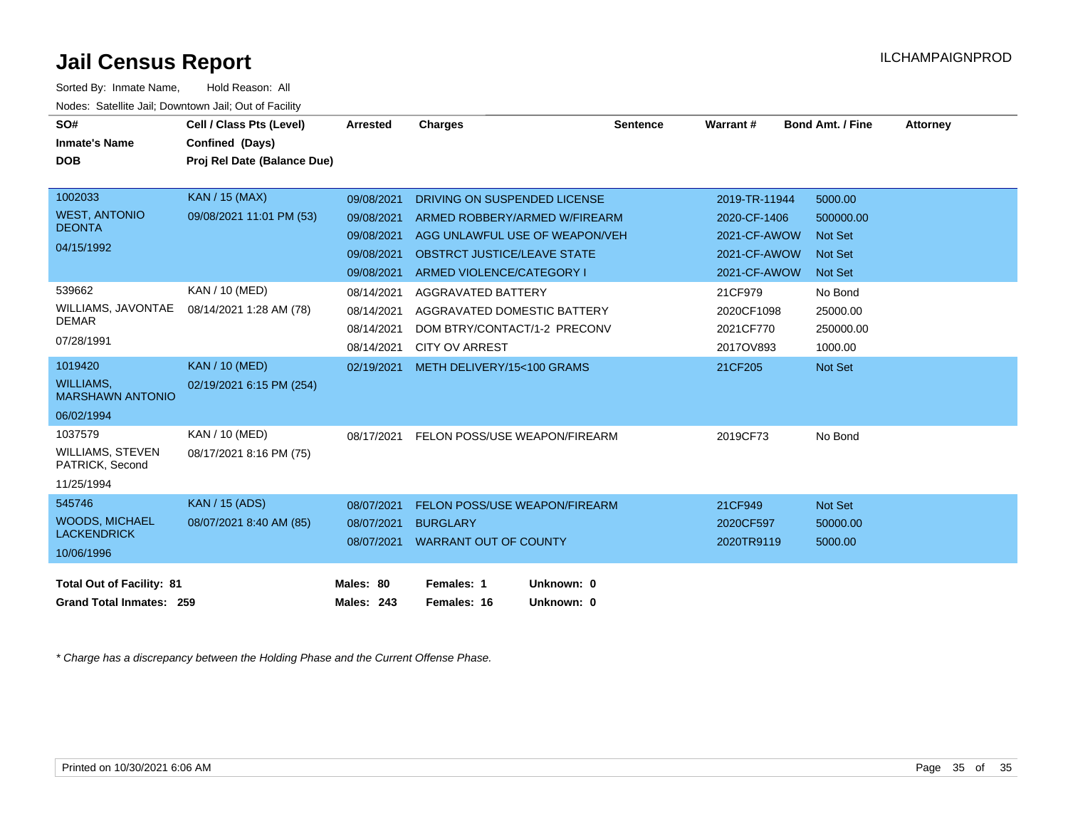# Jail Census Report

ILCHAMPAIGNPROD

Sorted By: Inmate Name, Hold Reason: All

Nodes: Satellite Jail; Downtown Jail; Out of Facility

| SO# / Inmate's Name / DOB | Cell / Class Pts (Level) / Confined (Days) / Proj Rel Date (Balance Due) | Arrested | Charges | Sentence | Warrant # | Bond Amt. / Fine | Attorney |
|---|---|---|---|---|---|---|---|
| 1002033 WEST, ANTONIO DEONTA 04/15/1992 | KAN / 15 (MAX) 09/08/2021 11:01 PM (53) | 09/08/2021 | DRIVING ON SUSPENDED LICENSE | | 2019-TR-11944 | 5000.00 | |
| | | 09/08/2021 | ARMED ROBBERY/ARMED W/FIREARM | | 2020-CF-1406 | 500000.00 | |
| | | 09/08/2021 | AGG UNLAWFUL USE OF WEAPON/VEH | | 2021-CF-AWOW | Not Set | |
| | | 09/08/2021 | OBSTRCT JUSTICE/LEAVE STATE | | 2021-CF-AWOW | Not Set | |
| | | 09/08/2021 | ARMED VIOLENCE/CATEGORY I | | 2021-CF-AWOW | Not Set | |
| 539662 WILLIAMS, JAVONTAE DEMAR 07/28/1991 | KAN / 10 (MED) 08/14/2021 1:28 AM (78) | 08/14/2021 | AGGRAVATED BATTERY | | 21CF979 | No Bond | |
| | | 08/14/2021 | AGGRAVATED DOMESTIC BATTERY | | 2020CF1098 | 25000.00 | |
| | | 08/14/2021 | DOM BTRY/CONTACT/1-2 PRECONV | | 2021CF770 | 250000.00 | |
| | | 08/14/2021 | CITY OV ARREST | | 2017OV893 | 1000.00 | |
| 1019420 WILLIAMS, MARSHAWN ANTONIO 06/02/1994 | KAN / 10 (MED) 02/19/2021 6:15 PM (254) | 02/19/2021 | METH DELIVERY/15<100 GRAMS | | 21CF205 | Not Set | |
| 1037579 WILLIAMS, STEVEN PATRICK, Second 11/25/1994 | KAN / 10 (MED) 08/17/2021 8:16 PM (75) | 08/17/2021 | FELON POSS/USE WEAPON/FIREARM | | 2019CF73 | No Bond | |
| 545746 WOODS, MICHAEL LACKENDRICK 10/06/1996 | KAN / 15 (ADS) 08/07/2021 8:40 AM (85) | 08/07/2021 | FELON POSS/USE WEAPON/FIREARM | | 21CF949 | Not Set | |
| | | 08/07/2021 | BURGLARY | | 2020CF597 | 50000.00 | |
| | | 08/07/2021 | WARRANT OUT OF COUNTY | | 2020TR9119 | 5000.00 | |

**Total Out of Facility: 81** **Males: 80** **Females: 1** **Unknown: 0**

**Grand Total Inmates: 259** **Males: 243** **Females: 16** **Unknown: 0**

*\* Charge has a discrepancy between the Holding Phase and the Current Offense Phase.*

Printed on 10/30/2021 6:06 AM